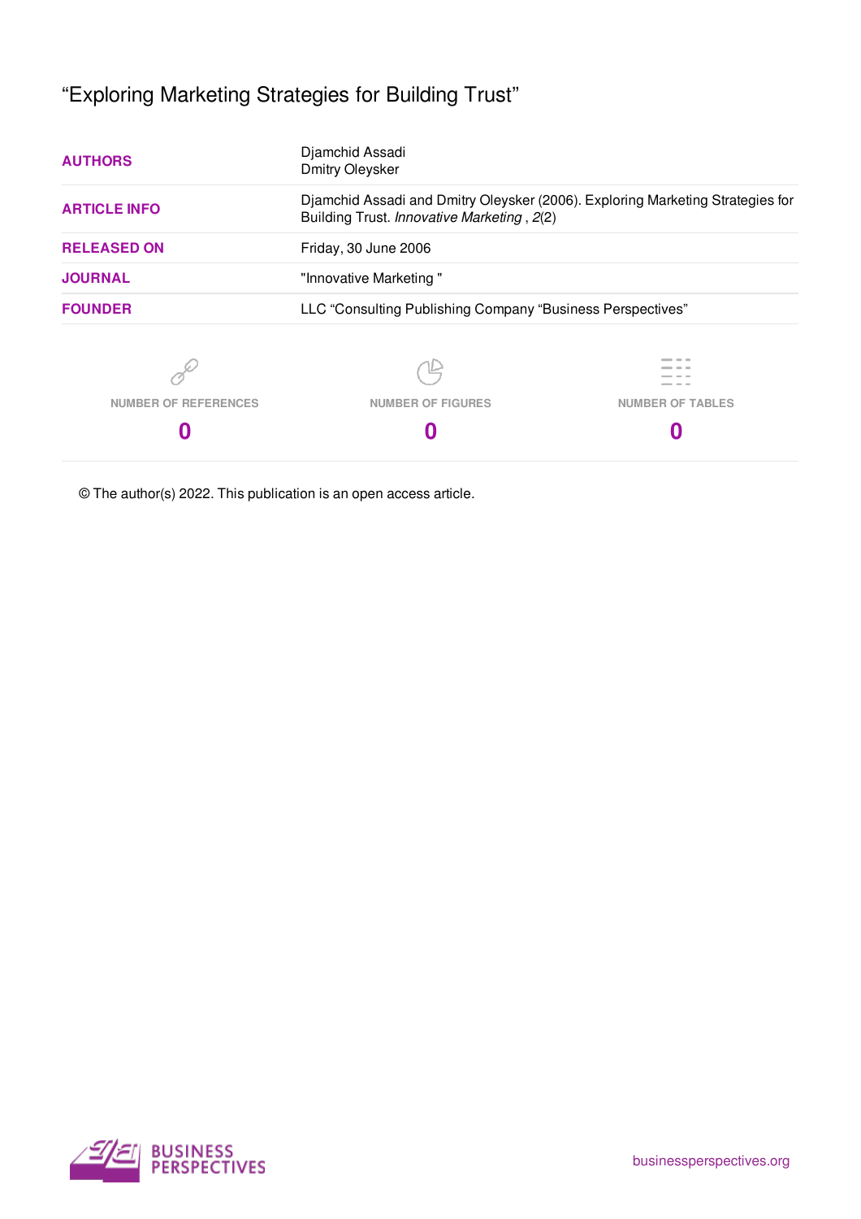# “Exploring Marketing Strategies for Building Trust”

| | |
|---|---|
| **AUTHORS** | Djamchid Assadi<br>Dmitry Oleysker |
| **ARTICLE INFO** | Djamchid Assadi and Dmitry Oleysker (2006). Exploring Marketing Strategies for Building Trust. *Innovative Marketing* , *2*(2) |
| **RELEASED ON** | Friday, 30 June 2006 |
| **JOURNAL** | "Innovative Marketing " |
| **FOUNDER** | LLC “Consulting Publishing Company “Business Perspectives” |

| NUMBER OF REFERENCES | NUMBER OF FIGURES | NUMBER OF TABLES |
|---|---|---|
| 0 | 0 | 0 |

© The author(s) 2022. This publication is an open access article.

BUSINESS PERSPECTIVES

businessperspectives.org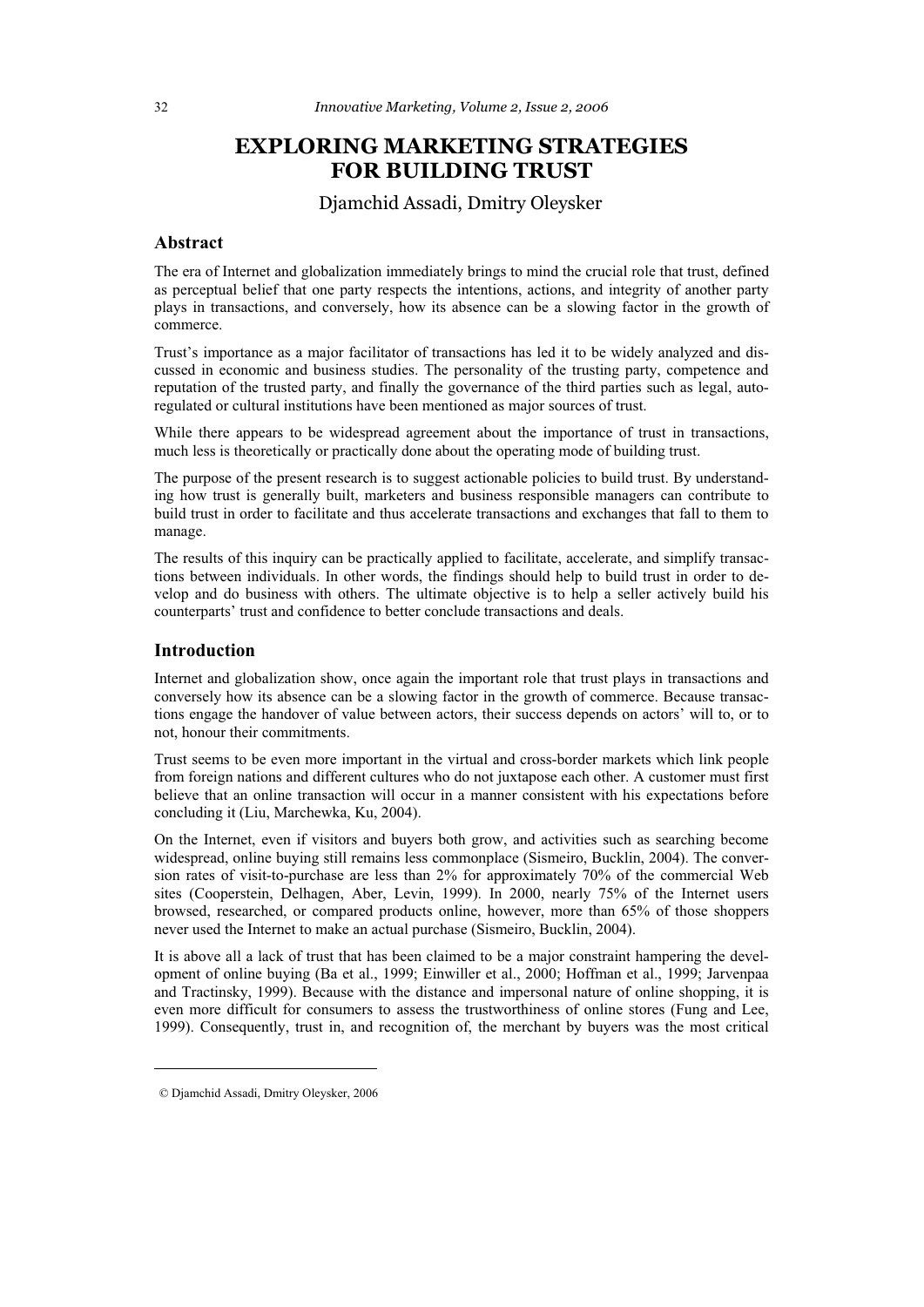# EXPLORING MARKETING STRATEGIES FOR BUILDING TRUST

Djamchid Assadi, Dmitry Oleysker

## Abstract

The era of Internet and globalization immediately brings to mind the crucial role that trust, defined as perceptual belief that one party respects the intentions, actions, and integrity of another party plays in transactions, and conversely, how its absence can be a slowing factor in the growth of commerce.

Trust's importance as a major facilitator of transactions has led it to be widely analyzed and discussed in economic and business studies. The personality of the trusting party, competence and reputation of the trusted party, and finally the governance of the third parties such as legal, auto-regulated or cultural institutions have been mentioned as major sources of trust.

While there appears to be widespread agreement about the importance of trust in transactions, much less is theoretically or practically done about the operating mode of building trust.

The purpose of the present research is to suggest actionable policies to build trust. By understanding how trust is generally built, marketers and business responsible managers can contribute to build trust in order to facilitate and thus accelerate transactions and exchanges that fall to them to manage.

The results of this inquiry can be practically applied to facilitate, accelerate, and simplify transactions between individuals. In other words, the findings should help to build trust in order to develop and do business with others. The ultimate objective is to help a seller actively build his counterparts' trust and confidence to better conclude transactions and deals.

## Introduction

Internet and globalization show, once again the important role that trust plays in transactions and conversely how its absence can be a slowing factor in the growth of commerce. Because transactions engage the handover of value between actors, their success depends on actors' will to, or to not, honour their commitments.

Trust seems to be even more important in the virtual and cross-border markets which link people from foreign nations and different cultures who do not juxtapose each other. A customer must first believe that an online transaction will occur in a manner consistent with his expectations before concluding it (Liu, Marchewka, Ku, 2004).

On the Internet, even if visitors and buyers both grow, and activities such as searching become widespread, online buying still remains less commonplace (Sismeiro, Bucklin, 2004). The conversion rates of visit-to-purchase are less than 2% for approximately 70% of the commercial Web sites (Cooperstein, Delhagen, Aber, Levin, 1999). In 2000, nearly 75% of the Internet users browsed, researched, or compared products online, however, more than 65% of those shoppers never used the Internet to make an actual purchase (Sismeiro, Bucklin, 2004).

It is above all a lack of trust that has been claimed to be a major constraint hampering the development of online buying (Ba et al., 1999; Einwiller et al., 2000; Hoffman et al., 1999; Jarvenpaa and Tractinsky, 1999). Because with the distance and impersonal nature of online shopping, it is even more difficult for consumers to assess the trustworthiness of online stores (Fung and Lee, 1999). Consequently, trust in, and recognition of, the merchant by buyers was the most critical

© Djamchid Assadi, Dmitry Oleysker, 2006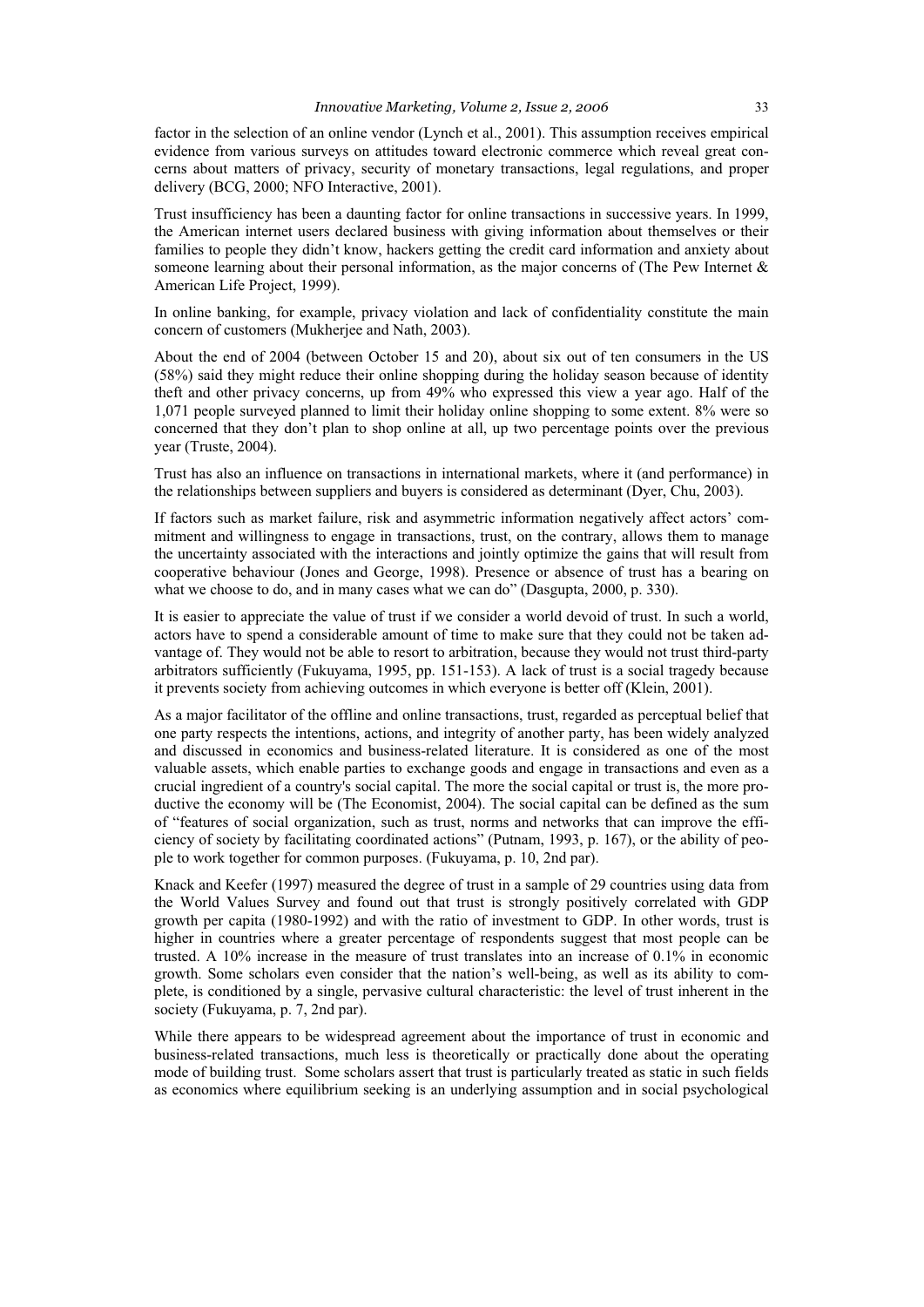factor in the selection of an online vendor (Lynch et al., 2001). This assumption receives empirical evidence from various surveys on attitudes toward electronic commerce which reveal great concerns about matters of privacy, security of monetary transactions, legal regulations, and proper delivery (BCG, 2000; NFO Interactive, 2001).

Trust insufficiency has been a daunting factor for online transactions in successive years. In 1999, the American internet users declared business with giving information about themselves or their families to people they didn't know, hackers getting the credit card information and anxiety about someone learning about their personal information, as the major concerns of (The Pew Internet & American Life Project, 1999).

In online banking, for example, privacy violation and lack of confidentiality constitute the main concern of customers (Mukherjee and Nath, 2003).

About the end of 2004 (between October 15 and 20), about six out of ten consumers in the US (58%) said they might reduce their online shopping during the holiday season because of identity theft and other privacy concerns, up from 49% who expressed this view a year ago. Half of the 1,071 people surveyed planned to limit their holiday online shopping to some extent. 8% were so concerned that they don't plan to shop online at all, up two percentage points over the previous year (Truste, 2004).

Trust has also an influence on transactions in international markets, where it (and performance) in the relationships between suppliers and buyers is considered as determinant (Dyer, Chu, 2003).

If factors such as market failure, risk and asymmetric information negatively affect actors' commitment and willingness to engage in transactions, trust, on the contrary, allows them to manage the uncertainty associated with the interactions and jointly optimize the gains that will result from cooperative behaviour (Jones and George, 1998). Presence or absence of trust has a bearing on what we choose to do, and in many cases what we can do" (Dasgupta, 2000, p. 330).

It is easier to appreciate the value of trust if we consider a world devoid of trust. In such a world, actors have to spend a considerable amount of time to make sure that they could not be taken advantage of. They would not be able to resort to arbitration, because they would not trust third-party arbitrators sufficiently (Fukuyama, 1995, pp. 151-153). A lack of trust is a social tragedy because it prevents society from achieving outcomes in which everyone is better off (Klein, 2001).

As a major facilitator of the offline and online transactions, trust, regarded as perceptual belief that one party respects the intentions, actions, and integrity of another party, has been widely analyzed and discussed in economics and business-related literature. It is considered as one of the most valuable assets, which enable parties to exchange goods and engage in transactions and even as a crucial ingredient of a country's social capital. The more the social capital or trust is, the more productive the economy will be (The Economist, 2004). The social capital can be defined as the sum of "features of social organization, such as trust, norms and networks that can improve the efficiency of society by facilitating coordinated actions" (Putnam, 1993, p. 167), or the ability of people to work together for common purposes. (Fukuyama, p. 10, 2nd par).

Knack and Keefer (1997) measured the degree of trust in a sample of 29 countries using data from the World Values Survey and found out that trust is strongly positively correlated with GDP growth per capita (1980-1992) and with the ratio of investment to GDP. In other words, trust is higher in countries where a greater percentage of respondents suggest that most people can be trusted. A 10% increase in the measure of trust translates into an increase of 0.1% in economic growth. Some scholars even consider that the nation's well-being, as well as its ability to complete, is conditioned by a single, pervasive cultural characteristic: the level of trust inherent in the society (Fukuyama, p. 7, 2nd par).

While there appears to be widespread agreement about the importance of trust in economic and business-related transactions, much less is theoretically or practically done about the operating mode of building trust. Some scholars assert that trust is particularly treated as static in such fields as economics where equilibrium seeking is an underlying assumption and in social psychological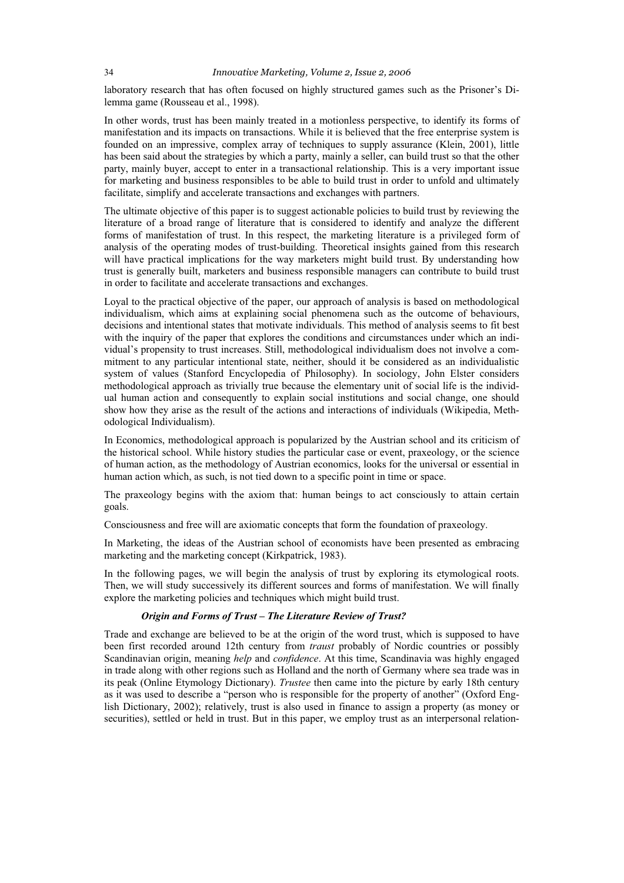laboratory research that has often focused on highly structured games such as the Prisoner's Dilemma game (Rousseau et al., 1998).

In other words, trust has been mainly treated in a motionless perspective, to identify its forms of manifestation and its impacts on transactions. While it is believed that the free enterprise system is founded on an impressive, complex array of techniques to supply assurance (Klein, 2001), little has been said about the strategies by which a party, mainly a seller, can build trust so that the other party, mainly buyer, accept to enter in a transactional relationship. This is a very important issue for marketing and business responsibles to be able to build trust in order to unfold and ultimately facilitate, simplify and accelerate transactions and exchanges with partners.

The ultimate objective of this paper is to suggest actionable policies to build trust by reviewing the literature of a broad range of literature that is considered to identify and analyze the different forms of manifestation of trust. In this respect, the marketing literature is a privileged form of analysis of the operating modes of trust-building. Theoretical insights gained from this research will have practical implications for the way marketers might build trust. By understanding how trust is generally built, marketers and business responsible managers can contribute to build trust in order to facilitate and accelerate transactions and exchanges.

Loyal to the practical objective of the paper, our approach of analysis is based on methodological individualism, which aims at explaining social phenomena such as the outcome of behaviours, decisions and intentional states that motivate individuals. This method of analysis seems to fit best with the inquiry of the paper that explores the conditions and circumstances under which an individual's propensity to trust increases. Still, methodological individualism does not involve a commitment to any particular intentional state, neither, should it be considered as an individualistic system of values (Stanford Encyclopedia of Philosophy). In sociology, John Elster considers methodological approach as trivially true because the elementary unit of social life is the individual human action and consequently to explain social institutions and social change, one should show how they arise as the result of the actions and interactions of individuals (Wikipedia, Methodological Individualism).

In Economics, methodological approach is popularized by the Austrian school and its criticism of the historical school. While history studies the particular case or event, praxeology, or the science of human action, as the methodology of Austrian economics, looks for the universal or essential in human action which, as such, is not tied down to a specific point in time or space.

The praxeology begins with the axiom that: human beings to act consciously to attain certain goals.

Consciousness and free will are axiomatic concepts that form the foundation of praxeology.

In Marketing, the ideas of the Austrian school of economists have been presented as embracing marketing and the marketing concept (Kirkpatrick, 1983).

In the following pages, we will begin the analysis of trust by exploring its etymological roots. Then, we will study successively its different sources and forms of manifestation. We will finally explore the marketing policies and techniques which might build trust.

### *Origin and Forms of Trust – The Literature Review of Trust?*

Trade and exchange are believed to be at the origin of the word trust, which is supposed to have been first recorded around 12th century from *traust* probably of Nordic countries or possibly Scandinavian origin, meaning *help* and *confidence*. At this time, Scandinavia was highly engaged in trade along with other regions such as Holland and the north of Germany where sea trade was in its peak (Online Etymology Dictionary). *Trustee* then came into the picture by early 18th century as it was used to describe a "person who is responsible for the property of another" (Oxford English Dictionary, 2002); relatively, trust is also used in finance to assign a property (as money or securities), settled or held in trust. But in this paper, we employ trust as an interpersonal relation-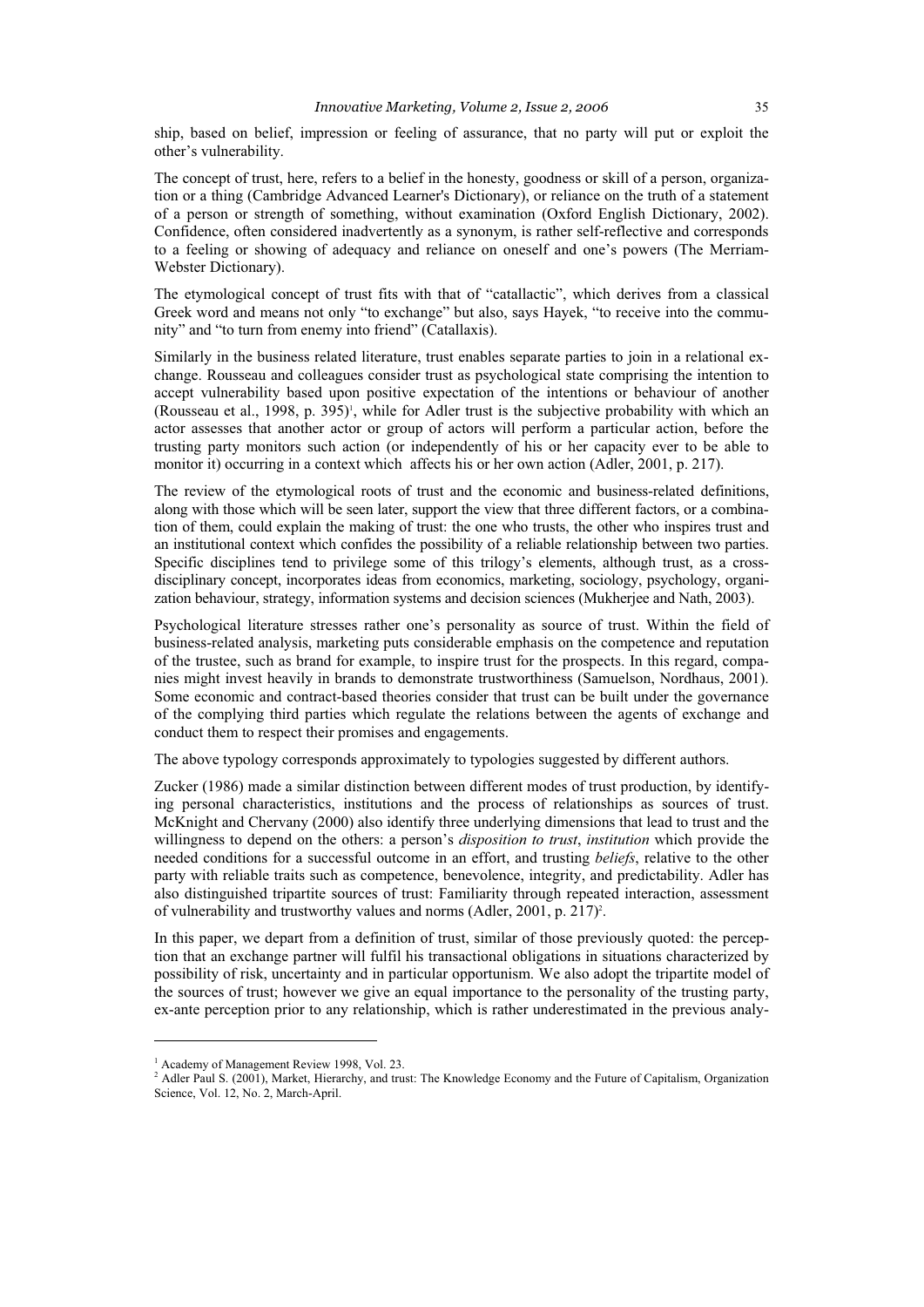ship, based on belief, impression or feeling of assurance, that no party will put or exploit the other's vulnerability.

The concept of trust, here, refers to a belief in the honesty, goodness or skill of a person, organization or a thing (Cambridge Advanced Learner's Dictionary), or reliance on the truth of a statement of a person or strength of something, without examination (Oxford English Dictionary, 2002). Confidence, often considered inadvertently as a synonym, is rather self-reflective and corresponds to a feeling or showing of adequacy and reliance on oneself and one's powers (The Merriam-Webster Dictionary).

The etymological concept of trust fits with that of "catallactic", which derives from a classical Greek word and means not only "to exchange" but also, says Hayek, "to receive into the community" and "to turn from enemy into friend" (Catallaxis).

Similarly in the business related literature, trust enables separate parties to join in a relational exchange. Rousseau and colleagues consider trust as psychological state comprising the intention to accept vulnerability based upon positive expectation of the intentions or behaviour of another (Rousseau et al., 1998, p. 395)[1], while for Adler trust is the subjective probability with which an actor assesses that another actor or group of actors will perform a particular action, before the trusting party monitors such action (or independently of his or her capacity ever to be able to monitor it) occurring in a context which affects his or her own action (Adler, 2001, p. 217).

The review of the etymological roots of trust and the economic and business-related definitions, along with those which will be seen later, support the view that three different factors, or a combination of them, could explain the making of trust: the one who trusts, the other who inspires trust and an institutional context which confides the possibility of a reliable relationship between two parties. Specific disciplines tend to privilege some of this trilogy's elements, although trust, as a cross-disciplinary concept, incorporates ideas from economics, marketing, sociology, psychology, organization behaviour, strategy, information systems and decision sciences (Mukherjee and Nath, 2003).

Psychological literature stresses rather one's personality as source of trust. Within the field of business-related analysis, marketing puts considerable emphasis on the competence and reputation of the trustee, such as brand for example, to inspire trust for the prospects. In this regard, companies might invest heavily in brands to demonstrate trustworthiness (Samuelson, Nordhaus, 2001). Some economic and contract-based theories consider that trust can be built under the governance of the complying third parties which regulate the relations between the agents of exchange and conduct them to respect their promises and engagements.

The above typology corresponds approximately to typologies suggested by different authors.

Zucker (1986) made a similar distinction between different modes of trust production, by identifying personal characteristics, institutions and the process of relationships as sources of trust. McKnight and Chervany (2000) also identify three underlying dimensions that lead to trust and the willingness to depend on the others: a person's *disposition to trust*, *institution* which provide the needed conditions for a successful outcome in an effort, and trusting *beliefs*, relative to the other party with reliable traits such as competence, benevolence, integrity, and predictability. Adler has also distinguished tripartite sources of trust: Familiarity through repeated interaction, assessment of vulnerability and trustworthy values and norms (Adler, 2001, p. 217)[2].

In this paper, we depart from a definition of trust, similar of those previously quoted: the perception that an exchange partner will fulfil his transactional obligations in situations characterized by possibility of risk, uncertainty and in particular opportunism. We also adopt the tripartite model of the sources of trust; however we give an equal importance to the personality of the trusting party, ex-ante perception prior to any relationship, which is rather underestimated in the previous analy-

---

[1] Academy of Management Review 1998, Vol. 23.

[2] Adler Paul S. (2001), Market, Hierarchy, and trust: The Knowledge Economy and the Future of Capitalism, Organization Science, Vol. 12, No. 2, March-April.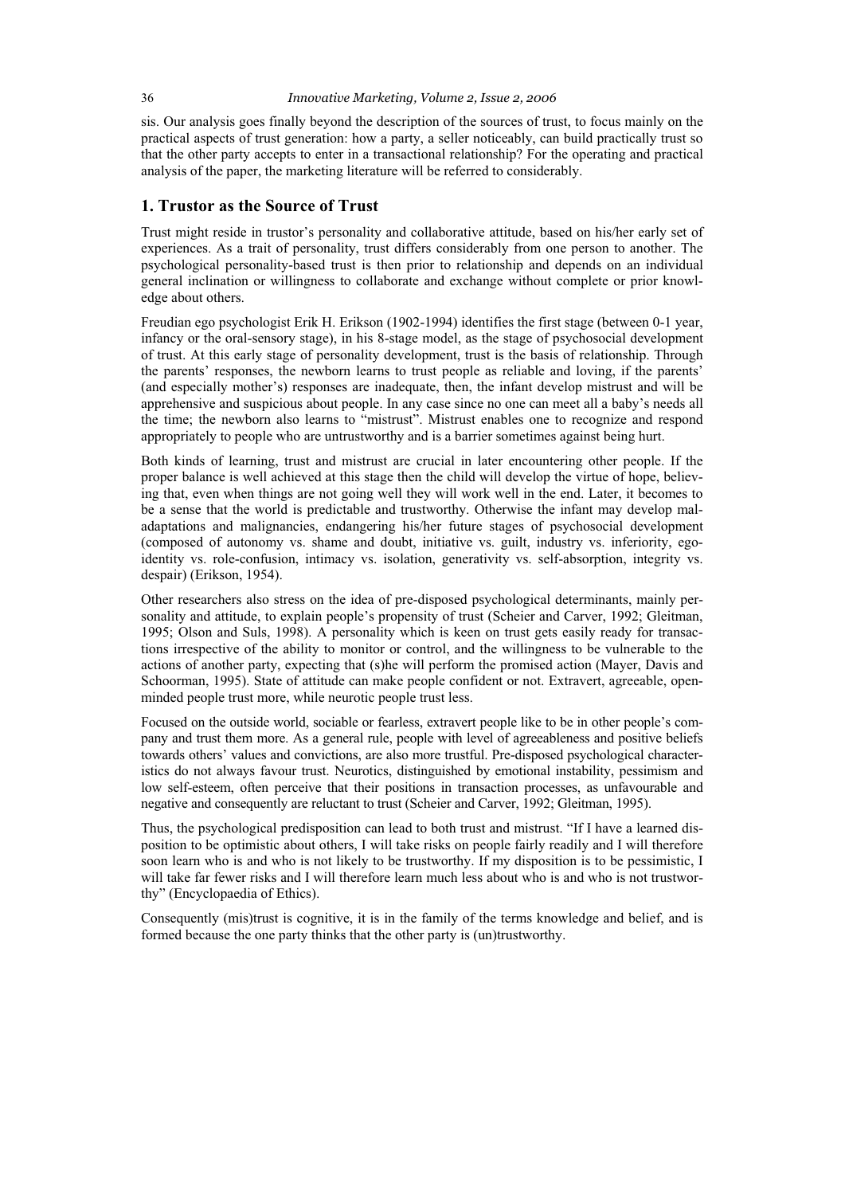sis. Our analysis goes finally beyond the description of the sources of trust, to focus mainly on the practical aspects of trust generation: how a party, a seller noticeably, can build practically trust so that the other party accepts to enter in a transactional relationship? For the operating and practical analysis of the paper, the marketing literature will be referred to considerably.

## 1. Trustor as the Source of Trust

Trust might reside in trustor's personality and collaborative attitude, based on his/her early set of experiences. As a trait of personality, trust differs considerably from one person to another. The psychological personality-based trust is then prior to relationship and depends on an individual general inclination or willingness to collaborate and exchange without complete or prior knowledge about others.

Freudian ego psychologist Erik H. Erikson (1902-1994) identifies the first stage (between 0-1 year, infancy or the oral-sensory stage), in his 8-stage model, as the stage of psychosocial development of trust. At this early stage of personality development, trust is the basis of relationship. Through the parents' responses, the newborn learns to trust people as reliable and loving, if the parents' (and especially mother's) responses are inadequate, then, the infant develop mistrust and will be apprehensive and suspicious about people. In any case since no one can meet all a baby's needs all the time; the newborn also learns to "mistrust". Mistrust enables one to recognize and respond appropriately to people who are untrustworthy and is a barrier sometimes against being hurt.

Both kinds of learning, trust and mistrust are crucial in later encountering other people. If the proper balance is well achieved at this stage then the child will develop the virtue of hope, believing that, even when things are not going well they will work well in the end. Later, it becomes to be a sense that the world is predictable and trustworthy. Otherwise the infant may develop maladaptations and malignancies, endangering his/her future stages of psychosocial development (composed of autonomy vs. shame and doubt, initiative vs. guilt, industry vs. inferiority, ego-identity vs. role-confusion, intimacy vs. isolation, generativity vs. self-absorption, integrity vs. despair) (Erikson, 1954).

Other researchers also stress on the idea of pre-disposed psychological determinants, mainly personality and attitude, to explain people's propensity of trust (Scheier and Carver, 1992; Gleitman, 1995; Olson and Suls, 1998). A personality which is keen on trust gets easily ready for transactions irrespective of the ability to monitor or control, and the willingness to be vulnerable to the actions of another party, expecting that (s)he will perform the promised action (Mayer, Davis and Schoorman, 1995). State of attitude can make people confident or not. Extravert, agreeable, open-minded people trust more, while neurotic people trust less.

Focused on the outside world, sociable or fearless, extravert people like to be in other people's company and trust them more. As a general rule, people with level of agreeableness and positive beliefs towards others' values and convictions, are also more trustful. Pre-disposed psychological characteristics do not always favour trust. Neurotics, distinguished by emotional instability, pessimism and low self-esteem, often perceive that their positions in transaction processes, as unfavourable and negative and consequently are reluctant to trust (Scheier and Carver, 1992; Gleitman, 1995).

Thus, the psychological predisposition can lead to both trust and mistrust. "If I have a learned disposition to be optimistic about others, I will take risks on people fairly readily and I will therefore soon learn who is and who is not likely to be trustworthy. If my disposition is to be pessimistic, I will take far fewer risks and I will therefore learn much less about who is and who is not trustworthy" (Encyclopaedia of Ethics).

Consequently (mis)trust is cognitive, it is in the family of the terms knowledge and belief, and is formed because the one party thinks that the other party is (un)trustworthy.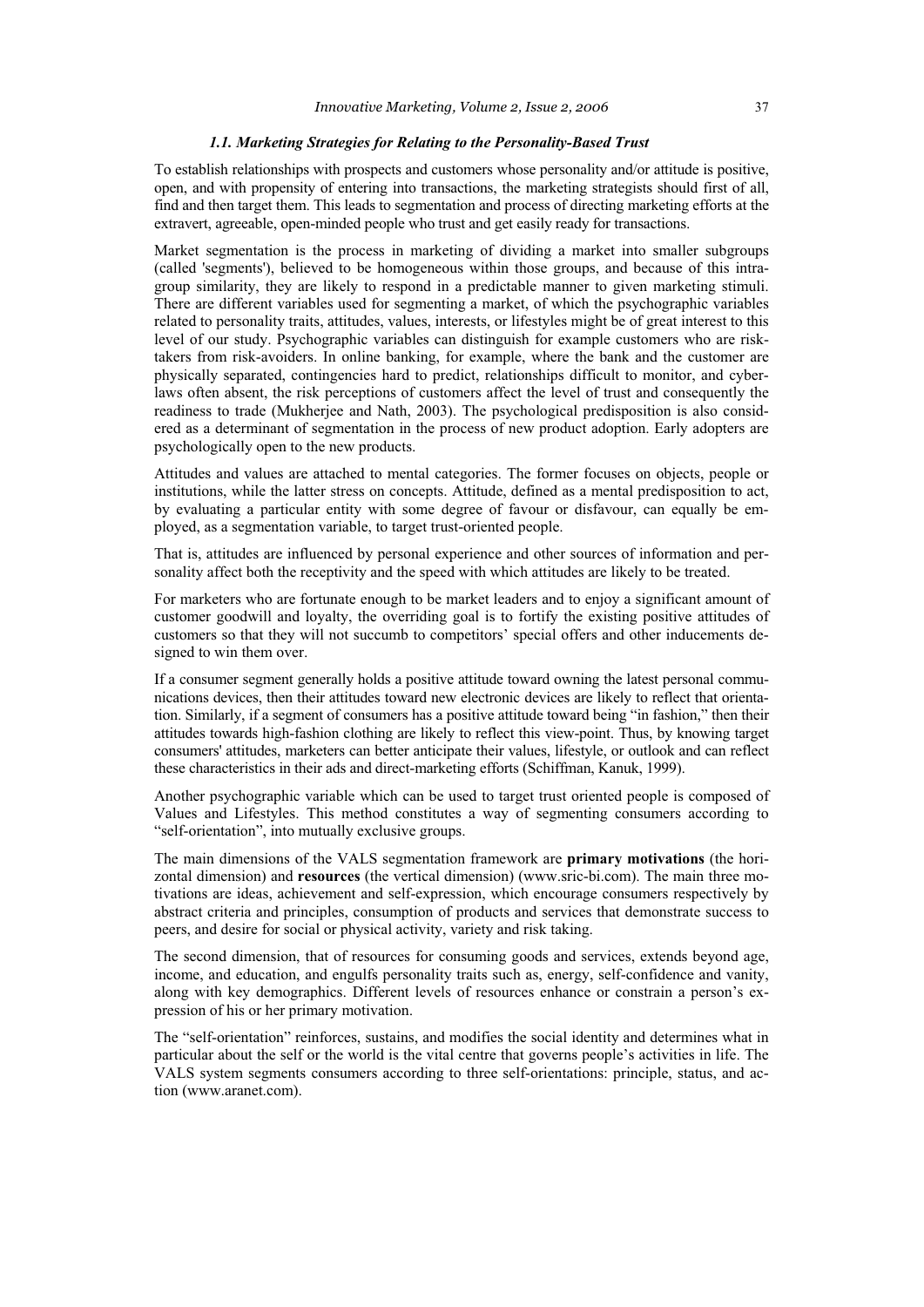### *1.1. Marketing Strategies for Relating to the Personality-Based Trust*

To establish relationships with prospects and customers whose personality and/or attitude is positive, open, and with propensity of entering into transactions, the marketing strategists should first of all, find and then target them. This leads to segmentation and process of directing marketing efforts at the extravert, agreeable, open-minded people who trust and get easily ready for transactions.

Market segmentation is the process in marketing of dividing a market into smaller subgroups (called 'segments'), believed to be homogeneous within those groups, and because of this intra-group similarity, they are likely to respond in a predictable manner to given marketing stimuli. There are different variables used for segmenting a market, of which the psychographic variables related to personality traits, attitudes, values, interests, or lifestyles might be of great interest to this level of our study. Psychographic variables can distinguish for example customers who are risk-takers from risk-avoiders. In online banking, for example, where the bank and the customer are physically separated, contingencies hard to predict, relationships difficult to monitor, and cyber-laws often absent, the risk perceptions of customers affect the level of trust and consequently the readiness to trade (Mukherjee and Nath, 2003). The psychological predisposition is also considered as a determinant of segmentation in the process of new product adoption. Early adopters are psychologically open to the new products.

Attitudes and values are attached to mental categories. The former focuses on objects, people or institutions, while the latter stress on concepts. Attitude, defined as a mental predisposition to act, by evaluating a particular entity with some degree of favour or disfavour, can equally be employed, as a segmentation variable, to target trust-oriented people.

That is, attitudes are influenced by personal experience and other sources of information and personality affect both the receptivity and the speed with which attitudes are likely to be treated.

For marketers who are fortunate enough to be market leaders and to enjoy a significant amount of customer goodwill and loyalty, the overriding goal is to fortify the existing positive attitudes of customers so that they will not succumb to competitors' special offers and other inducements designed to win them over.

If a consumer segment generally holds a positive attitude toward owning the latest personal communications devices, then their attitudes toward new electronic devices are likely to reflect that orientation. Similarly, if a segment of consumers has a positive attitude toward being "in fashion," then their attitudes towards high-fashion clothing are likely to reflect this view-point. Thus, by knowing target consumers' attitudes, marketers can better anticipate their values, lifestyle, or outlook and can reflect these characteristics in their ads and direct-marketing efforts (Schiffman, Kanuk, 1999).

Another psychographic variable which can be used to target trust oriented people is composed of Values and Lifestyles. This method constitutes a way of segmenting consumers according to "self-orientation", into mutually exclusive groups.

The main dimensions of the VALS segmentation framework are **primary motivations** (the horizontal dimension) and **resources** (the vertical dimension) (www.sric-bi.com). The main three motivations are ideas, achievement and self-expression, which encourage consumers respectively by abstract criteria and principles, consumption of products and services that demonstrate success to peers, and desire for social or physical activity, variety and risk taking.

The second dimension, that of resources for consuming goods and services, extends beyond age, income, and education, and engulfs personality traits such as, energy, self-confidence and vanity, along with key demographics. Different levels of resources enhance or constrain a person's expression of his or her primary motivation.

The "self-orientation" reinforces, sustains, and modifies the social identity and determines what in particular about the self or the world is the vital centre that governs people's activities in life. The VALS system segments consumers according to three self-orientations: principle, status, and action (www.aranet.com).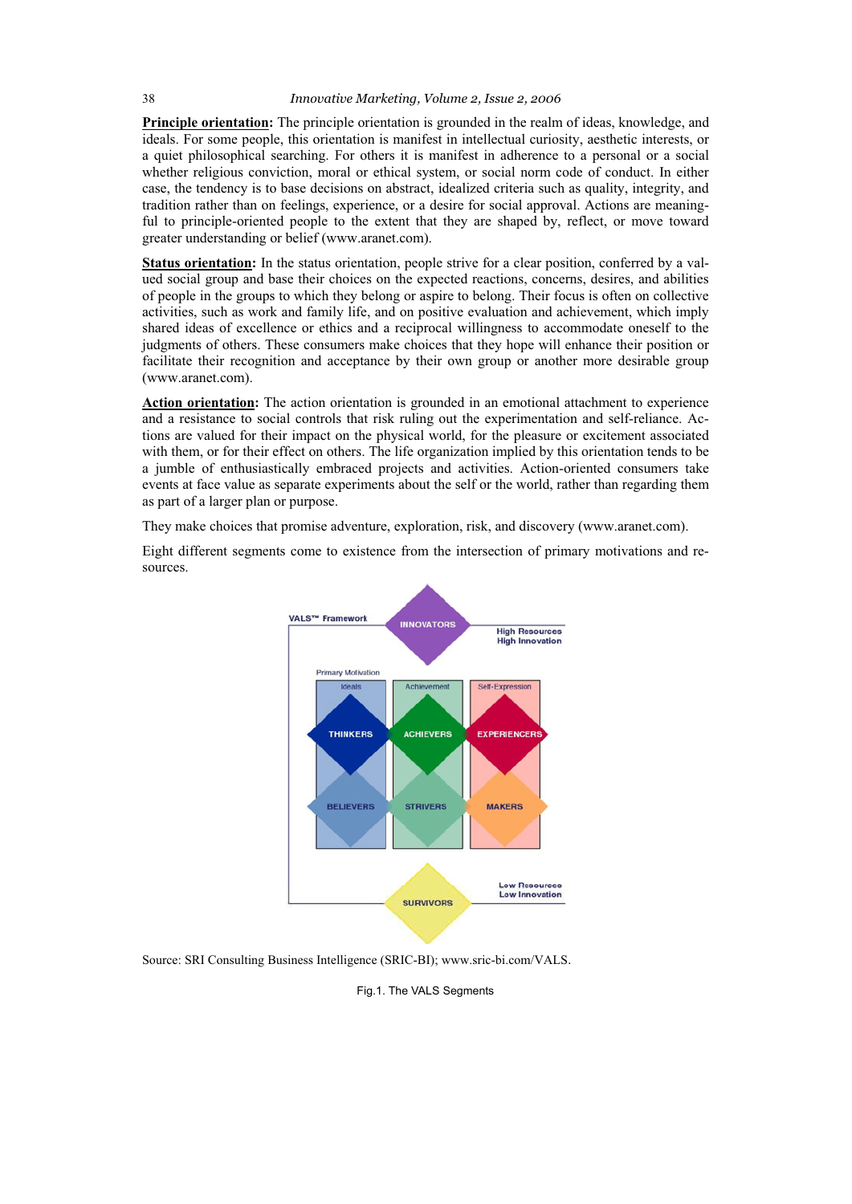**Principle orientation:** The principle orientation is grounded in the realm of ideas, knowledge, and ideals. For some people, this orientation is manifest in intellectual curiosity, aesthetic interests, or a quiet philosophical searching. For others it is manifest in adherence to a personal or a social whether religious conviction, moral or ethical system, or social norm code of conduct. In either case, the tendency is to base decisions on abstract, idealized criteria such as quality, integrity, and tradition rather than on feelings, experience, or a desire for social approval. Actions are meaningful to principle-oriented people to the extent that they are shaped by, reflect, or move toward greater understanding or belief (www.aranet.com).

**Status orientation:** In the status orientation, people strive for a clear position, conferred by a valued social group and base their choices on the expected reactions, concerns, desires, and abilities of people in the groups to which they belong or aspire to belong. Their focus is often on collective activities, such as work and family life, and on positive evaluation and achievement, which imply shared ideas of excellence or ethics and a reciprocal willingness to accommodate oneself to the judgments of others. These consumers make choices that they hope will enhance their position or facilitate their recognition and acceptance by their own group or another more desirable group (www.aranet.com).

**Action orientation:** The action orientation is grounded in an emotional attachment to experience and a resistance to social controls that risk ruling out the experimentation and self-reliance. Actions are valued for their impact on the physical world, for the pleasure or excitement associated with them, or for their effect on others. The life organization implied by this orientation tends to be a jumble of enthusiastically embraced projects and activities. Action-oriented consumers take events at face value as separate experiments about the self or the world, rather than regarding them as part of a larger plan or purpose.

They make choices that promise adventure, exploration, risk, and discovery (www.aranet.com).

Eight different segments come to existence from the intersection of primary motivations and resources.

VALS™ Framework

INNOVATORS — High Resources, High Innovation

Primary Motivation: Ideals | Achievement | Self-Expression

THINKERS | ACHIEVERS | EXPERIENCERS

BELIEVERS | STRIVERS | MAKERS

SURVIVORS — Low Resources, Low Innovation

Source: SRI Consulting Business Intelligence (SRIC-BI); www.sric-bi.com/VALS.

Fig.1. The VALS Segments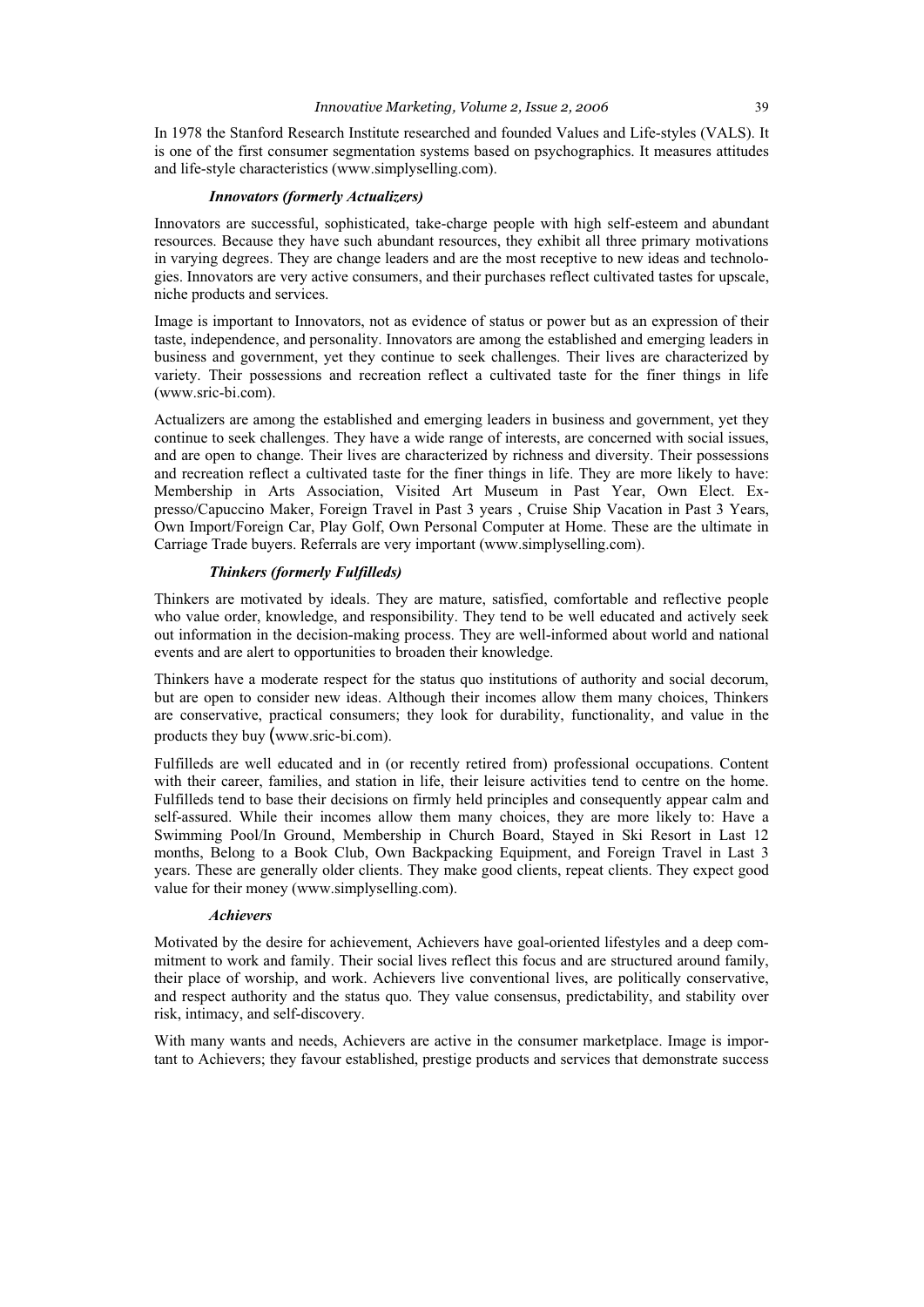In 1978 the Stanford Research Institute researched and founded Values and Life-styles (VALS). It is one of the first consumer segmentation systems based on psychographics. It measures attitudes and life-style characteristics (www.simplyselling.com).

### *Innovators (formerly Actualizers)*

Innovators are successful, sophisticated, take-charge people with high self-esteem and abundant resources. Because they have such abundant resources, they exhibit all three primary motivations in varying degrees. They are change leaders and are the most receptive to new ideas and technologies. Innovators are very active consumers, and their purchases reflect cultivated tastes for upscale, niche products and services.

Image is important to Innovators, not as evidence of status or power but as an expression of their taste, independence, and personality. Innovators are among the established and emerging leaders in business and government, yet they continue to seek challenges. Their lives are characterized by variety. Their possessions and recreation reflect a cultivated taste for the finer things in life (www.sric-bi.com).

Actualizers are among the established and emerging leaders in business and government, yet they continue to seek challenges. They have a wide range of interests, are concerned with social issues, and are open to change. Their lives are characterized by richness and diversity. Their possessions and recreation reflect a cultivated taste for the finer things in life. They are more likely to have: Membership in Arts Association, Visited Art Museum in Past Year, Own Elect. Expresso/Capuccino Maker, Foreign Travel in Past 3 years , Cruise Ship Vacation in Past 3 Years, Own Import/Foreign Car, Play Golf, Own Personal Computer at Home. These are the ultimate in Carriage Trade buyers. Referrals are very important (www.simplyselling.com).

### *Thinkers (formerly Fulfilleds)*

Thinkers are motivated by ideals. They are mature, satisfied, comfortable and reflective people who value order, knowledge, and responsibility. They tend to be well educated and actively seek out information in the decision-making process. They are well-informed about world and national events and are alert to opportunities to broaden their knowledge.

Thinkers have a moderate respect for the status quo institutions of authority and social decorum, but are open to consider new ideas. Although their incomes allow them many choices, Thinkers are conservative, practical consumers; they look for durability, functionality, and value in the products they buy (www.sric-bi.com).

Fulfilleds are well educated and in (or recently retired from) professional occupations. Content with their career, families, and station in life, their leisure activities tend to centre on the home. Fulfilleds tend to base their decisions on firmly held principles and consequently appear calm and self-assured. While their incomes allow them many choices, they are more likely to: Have a Swimming Pool/In Ground, Membership in Church Board, Stayed in Ski Resort in Last 12 months, Belong to a Book Club, Own Backpacking Equipment, and Foreign Travel in Last 3 years. These are generally older clients. They make good clients, repeat clients. They expect good value for their money (www.simplyselling.com).

### *Achievers*

Motivated by the desire for achievement, Achievers have goal-oriented lifestyles and a deep commitment to work and family. Their social lives reflect this focus and are structured around family, their place of worship, and work. Achievers live conventional lives, are politically conservative, and respect authority and the status quo. They value consensus, predictability, and stability over risk, intimacy, and self-discovery.

With many wants and needs, Achievers are active in the consumer marketplace. Image is important to Achievers; they favour established, prestige products and services that demonstrate success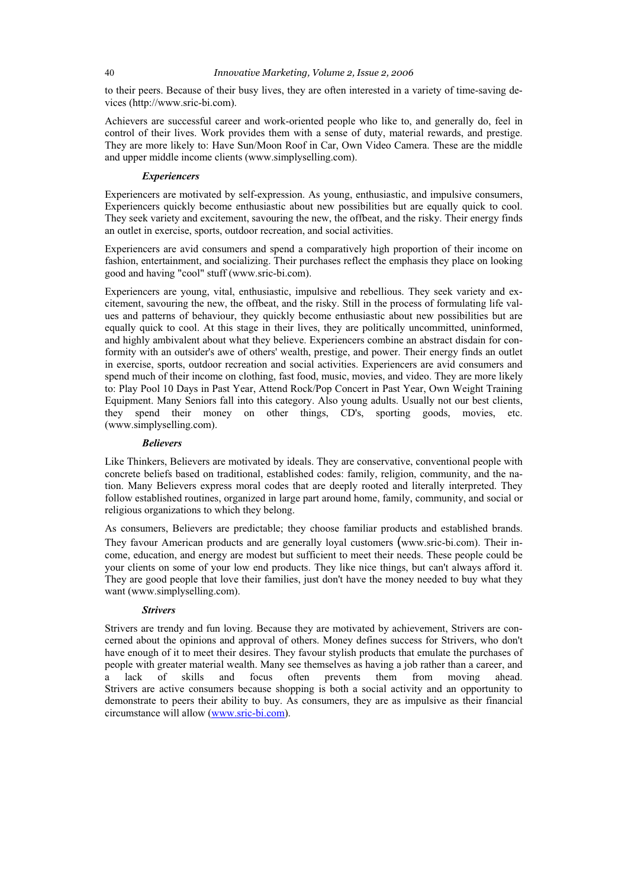to their peers. Because of their busy lives, they are often interested in a variety of time-saving devices (http://www.sric-bi.com).

Achievers are successful career and work-oriented people who like to, and generally do, feel in control of their lives. Work provides them with a sense of duty, material rewards, and prestige. They are more likely to: Have Sun/Moon Roof in Car, Own Video Camera. These are the middle and upper middle income clients (www.simplyselling.com).

***Experiencers***

Experiencers are motivated by self-expression. As young, enthusiastic, and impulsive consumers, Experiencers quickly become enthusiastic about new possibilities but are equally quick to cool. They seek variety and excitement, savouring the new, the offbeat, and the risky. Their energy finds an outlet in exercise, sports, outdoor recreation, and social activities.

Experiencers are avid consumers and spend a comparatively high proportion of their income on fashion, entertainment, and socializing. Their purchases reflect the emphasis they place on looking good and having "cool" stuff (www.sric-bi.com).

Experiencers are young, vital, enthusiastic, impulsive and rebellious. They seek variety and excitement, savouring the new, the offbeat, and the risky. Still in the process of formulating life values and patterns of behaviour, they quickly become enthusiastic about new possibilities but are equally quick to cool. At this stage in their lives, they are politically uncommitted, uninformed, and highly ambivalent about what they believe. Experiencers combine an abstract disdain for conformity with an outsider's awe of others' wealth, prestige, and power. Their energy finds an outlet in exercise, sports, outdoor recreation and social activities. Experiencers are avid consumers and spend much of their income on clothing, fast food, music, movies, and video. They are more likely to: Play Pool 10 Days in Past Year, Attend Rock/Pop Concert in Past Year, Own Weight Training Equipment. Many Seniors fall into this category. Also young adults. Usually not our best clients, they spend their money on other things, CD's, sporting goods, movies, etc. (www.simplyselling.com).

***Believers***

Like Thinkers, Believers are motivated by ideals. They are conservative, conventional people with concrete beliefs based on traditional, established codes: family, religion, community, and the nation. Many Believers express moral codes that are deeply rooted and literally interpreted. They follow established routines, organized in large part around home, family, community, and social or religious organizations to which they belong.

As consumers, Believers are predictable; they choose familiar products and established brands. They favour American products and are generally loyal customers (www.sric-bi.com). Their income, education, and energy are modest but sufficient to meet their needs. These people could be your clients on some of your low end products. They like nice things, but can't always afford it. They are good people that love their families, just don't have the money needed to buy what they want (www.simplyselling.com).

***Strivers***

Strivers are trendy and fun loving. Because they are motivated by achievement, Strivers are concerned about the opinions and approval of others. Money defines success for Strivers, who don't have enough of it to meet their desires. They favour stylish products that emulate the purchases of people with greater material wealth. Many see themselves as having a job rather than a career, and a lack of skills and focus often prevents them from moving ahead. Strivers are active consumers because shopping is both a social activity and an opportunity to demonstrate to peers their ability to buy. As consumers, they are as impulsive as their financial circumstance will allow (www.sric-bi.com).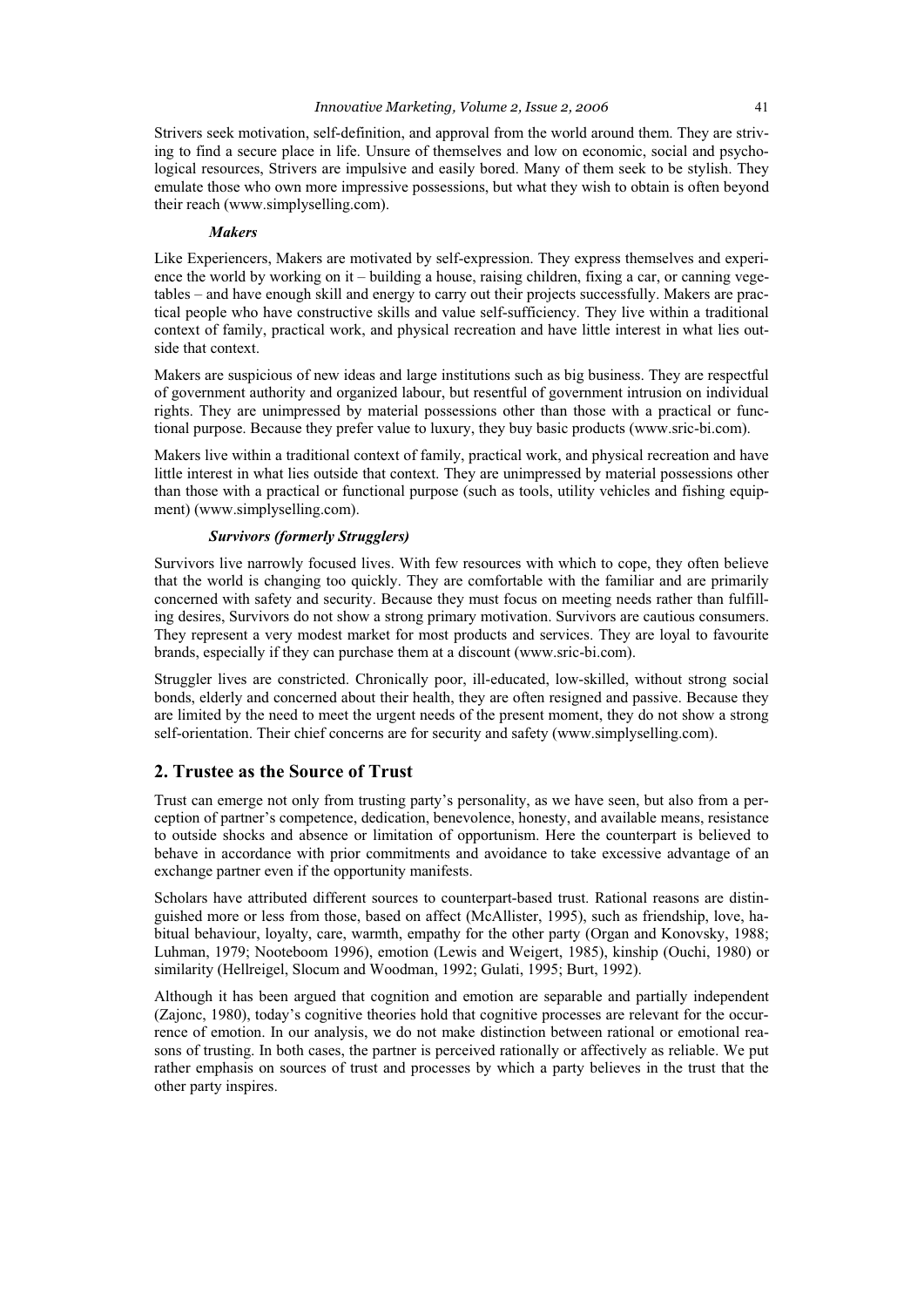Strivers seek motivation, self-definition, and approval from the world around them. They are striving to find a secure place in life. Unsure of themselves and low on economic, social and psychological resources, Strivers are impulsive and easily bored. Many of them seek to be stylish. They emulate those who own more impressive possessions, but what they wish to obtain is often beyond their reach (www.simplyselling.com).

***Makers***

Like Experiencers, Makers are motivated by self-expression. They express themselves and experience the world by working on it – building a house, raising children, fixing a car, or canning vegetables – and have enough skill and energy to carry out their projects successfully. Makers are practical people who have constructive skills and value self-sufficiency. They live within a traditional context of family, practical work, and physical recreation and have little interest in what lies outside that context.

Makers are suspicious of new ideas and large institutions such as big business. They are respectful of government authority and organized labour, but resentful of government intrusion on individual rights. They are unimpressed by material possessions other than those with a practical or functional purpose. Because they prefer value to luxury, they buy basic products (www.sric-bi.com).

Makers live within a traditional context of family, practical work, and physical recreation and have little interest in what lies outside that context. They are unimpressed by material possessions other than those with a practical or functional purpose (such as tools, utility vehicles and fishing equipment) (www.simplyselling.com).

***Survivors (formerly Strugglers)***

Survivors live narrowly focused lives. With few resources with which to cope, they often believe that the world is changing too quickly. They are comfortable with the familiar and are primarily concerned with safety and security. Because they must focus on meeting needs rather than fulfilling desires, Survivors do not show a strong primary motivation. Survivors are cautious consumers. They represent a very modest market for most products and services. They are loyal to favourite brands, especially if they can purchase them at a discount (www.sric-bi.com).

Struggler lives are constricted. Chronically poor, ill-educated, low-skilled, without strong social bonds, elderly and concerned about their health, they are often resigned and passive. Because they are limited by the need to meet the urgent needs of the present moment, they do not show a strong self-orientation. Their chief concerns are for security and safety (www.simplyselling.com).

## 2. Trustee as the Source of Trust

Trust can emerge not only from trusting party's personality, as we have seen, but also from a perception of partner's competence, dedication, benevolence, honesty, and available means, resistance to outside shocks and absence or limitation of opportunism. Here the counterpart is believed to behave in accordance with prior commitments and avoidance to take excessive advantage of an exchange partner even if the opportunity manifests.

Scholars have attributed different sources to counterpart-based trust. Rational reasons are distinguished more or less from those, based on affect (McAllister, 1995), such as friendship, love, habitual behaviour, loyalty, care, warmth, empathy for the other party (Organ and Konovsky, 1988; Luhman, 1979; Nooteboom 1996), emotion (Lewis and Weigert, 1985), kinship (Ouchi, 1980) or similarity (Hellreigel, Slocum and Woodman, 1992; Gulati, 1995; Burt, 1992).

Although it has been argued that cognition and emotion are separable and partially independent (Zajonc, 1980), today's cognitive theories hold that cognitive processes are relevant for the occurrence of emotion. In our analysis, we do not make distinction between rational or emotional reasons of trusting. In both cases, the partner is perceived rationally or affectively as reliable. We put rather emphasis on sources of trust and processes by which a party believes in the trust that the other party inspires.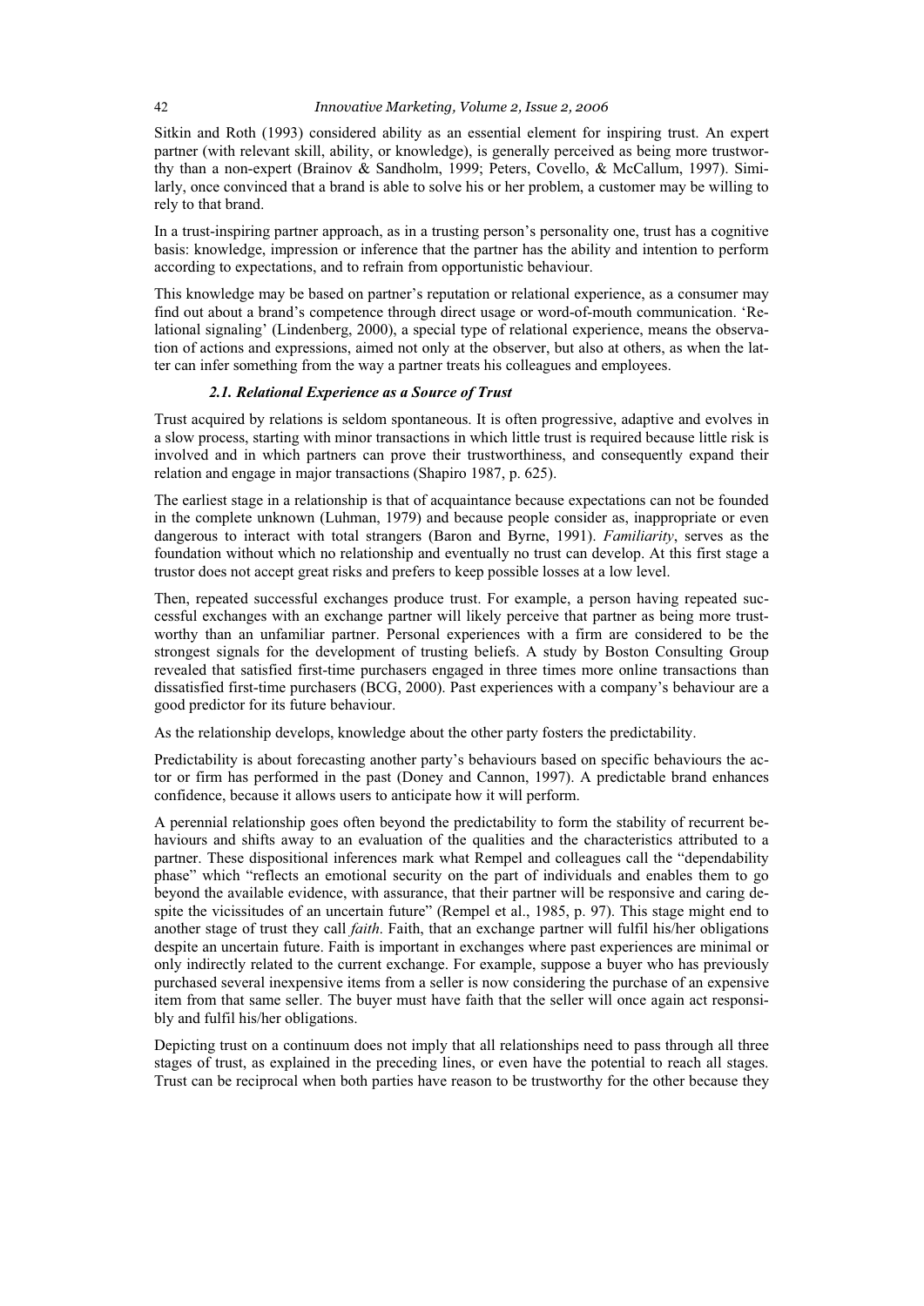Sitkin and Roth (1993) considered ability as an essential element for inspiring trust. An expert partner (with relevant skill, ability, or knowledge), is generally perceived as being more trustworthy than a non-expert (Brainov & Sandholm, 1999; Peters, Covello, & McCallum, 1997). Similarly, once convinced that a brand is able to solve his or her problem, a customer may be willing to rely to that brand.

In a trust-inspiring partner approach, as in a trusting person's personality one, trust has a cognitive basis: knowledge, impression or inference that the partner has the ability and intention to perform according to expectations, and to refrain from opportunistic behaviour.

This knowledge may be based on partner's reputation or relational experience, as a consumer may find out about a brand's competence through direct usage or word-of-mouth communication. 'Relational signaling' (Lindenberg, 2000), a special type of relational experience, means the observation of actions and expressions, aimed not only at the observer, but also at others, as when the latter can infer something from the way a partner treats his colleagues and employees.

### *2.1. Relational Experience as a Source of Trust*

Trust acquired by relations is seldom spontaneous. It is often progressive, adaptive and evolves in a slow process, starting with minor transactions in which little trust is required because little risk is involved and in which partners can prove their trustworthiness, and consequently expand their relation and engage in major transactions (Shapiro 1987, p. 625).

The earliest stage in a relationship is that of acquaintance because expectations can not be founded in the complete unknown (Luhman, 1979) and because people consider as, inappropriate or even dangerous to interact with total strangers (Baron and Byrne, 1991). *Familiarity*, serves as the foundation without which no relationship and eventually no trust can develop. At this first stage a trustor does not accept great risks and prefers to keep possible losses at a low level.

Then, repeated successful exchanges produce trust. For example, a person having repeated successful exchanges with an exchange partner will likely perceive that partner as being more trustworthy than an unfamiliar partner. Personal experiences with a firm are considered to be the strongest signals for the development of trusting beliefs. A study by Boston Consulting Group revealed that satisfied first-time purchasers engaged in three times more online transactions than dissatisfied first-time purchasers (BCG, 2000). Past experiences with a company's behaviour are a good predictor for its future behaviour.

As the relationship develops, knowledge about the other party fosters the predictability.

Predictability is about forecasting another party's behaviours based on specific behaviours the actor or firm has performed in the past (Doney and Cannon, 1997). A predictable brand enhances confidence, because it allows users to anticipate how it will perform.

A perennial relationship goes often beyond the predictability to form the stability of recurrent behaviours and shifts away to an evaluation of the qualities and the characteristics attributed to a partner. These dispositional inferences mark what Rempel and colleagues call the "dependability phase" which "reflects an emotional security on the part of individuals and enables them to go beyond the available evidence, with assurance, that their partner will be responsive and caring despite the vicissitudes of an uncertain future" (Rempel et al., 1985, p. 97). This stage might end to another stage of trust they call *faith*. Faith, that an exchange partner will fulfil his/her obligations despite an uncertain future. Faith is important in exchanges where past experiences are minimal or only indirectly related to the current exchange. For example, suppose a buyer who has previously purchased several inexpensive items from a seller is now considering the purchase of an expensive item from that same seller. The buyer must have faith that the seller will once again act responsibly and fulfil his/her obligations.

Depicting trust on a continuum does not imply that all relationships need to pass through all three stages of trust, as explained in the preceding lines, or even have the potential to reach all stages. Trust can be reciprocal when both parties have reason to be trustworthy for the other because they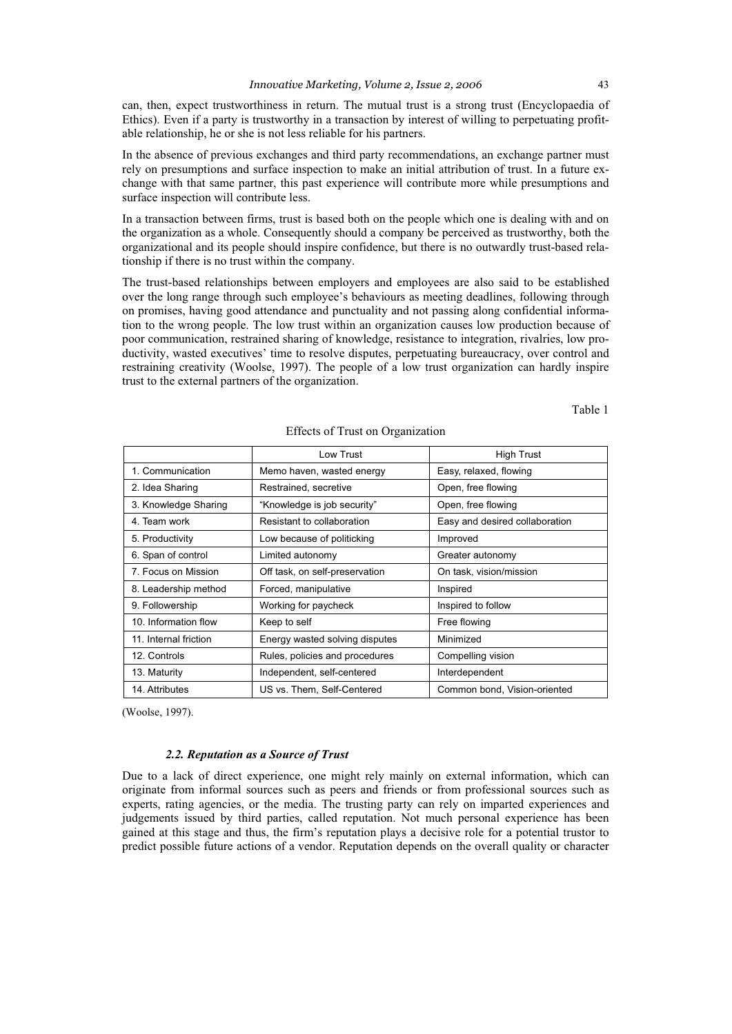can, then, expect trustworthiness in return. The mutual trust is a strong trust (Encyclopaedia of Ethics). Even if a party is trustworthy in a transaction by interest of willing to perpetuating profitable relationship, he or she is not less reliable for his partners.

In the absence of previous exchanges and third party recommendations, an exchange partner must rely on presumptions and surface inspection to make an initial attribution of trust. In a future exchange with that same partner, this past experience will contribute more while presumptions and surface inspection will contribute less.

In a transaction between firms, trust is based both on the people which one is dealing with and on the organization as a whole. Consequently should a company be perceived as trustworthy, both the organizational and its people should inspire confidence, but there is no outwardly trust-based relationship if there is no trust within the company.

The trust-based relationships between employers and employees are also said to be established over the long range through such employee's behaviours as meeting deadlines, following through on promises, having good attendance and punctuality and not passing along confidential information to the wrong people. The low trust within an organization causes low production because of poor communication, restrained sharing of knowledge, resistance to integration, rivalries, low productivity, wasted executives' time to resolve disputes, perpetuating bureaucracy, over control and restraining creativity (Woolse, 1997). The people of a low trust organization can hardly inspire trust to the external partners of the organization.

Table 1

Effects of Trust on Organization

| | Low Trust | High Trust |
|---|---|---|
| 1. Communication | Memo haven, wasted energy | Easy, relaxed, flowing |
| 2. Idea Sharing | Restrained, secretive | Open, free flowing |
| 3. Knowledge Sharing | "Knowledge is job security" | Open, free flowing |
| 4. Team work | Resistant to collaboration | Easy and desired collaboration |
| 5. Productivity | Low because of politicking | Improved |
| 6. Span of control | Limited autonomy | Greater autonomy |
| 7. Focus on Mission | Off task, on self-preservation | On task, vision/mission |
| 8. Leadership method | Forced, manipulative | Inspired |
| 9. Followership | Working for paycheck | Inspired to follow |
| 10. Information flow | Keep to self | Free flowing |
| 11. Internal friction | Energy wasted solving disputes | Minimized |
| 12. Controls | Rules, policies and procedures | Compelling vision |
| 13. Maturity | Independent, self-centered | Interdependent |
| 14. Attributes | US vs. Them, Self-Centered | Common bond, Vision-oriented |

(Woolse, 1997).

### *2.2. Reputation as a Source of Trust*

Due to a lack of direct experience, one might rely mainly on external information, which can originate from informal sources such as peers and friends or from professional sources such as experts, rating agencies, or the media. The trusting party can rely on imparted experiences and judgements issued by third parties, called reputation. Not much personal experience has been gained at this stage and thus, the firm's reputation plays a decisive role for a potential trustor to predict possible future actions of a vendor. Reputation depends on the overall quality or character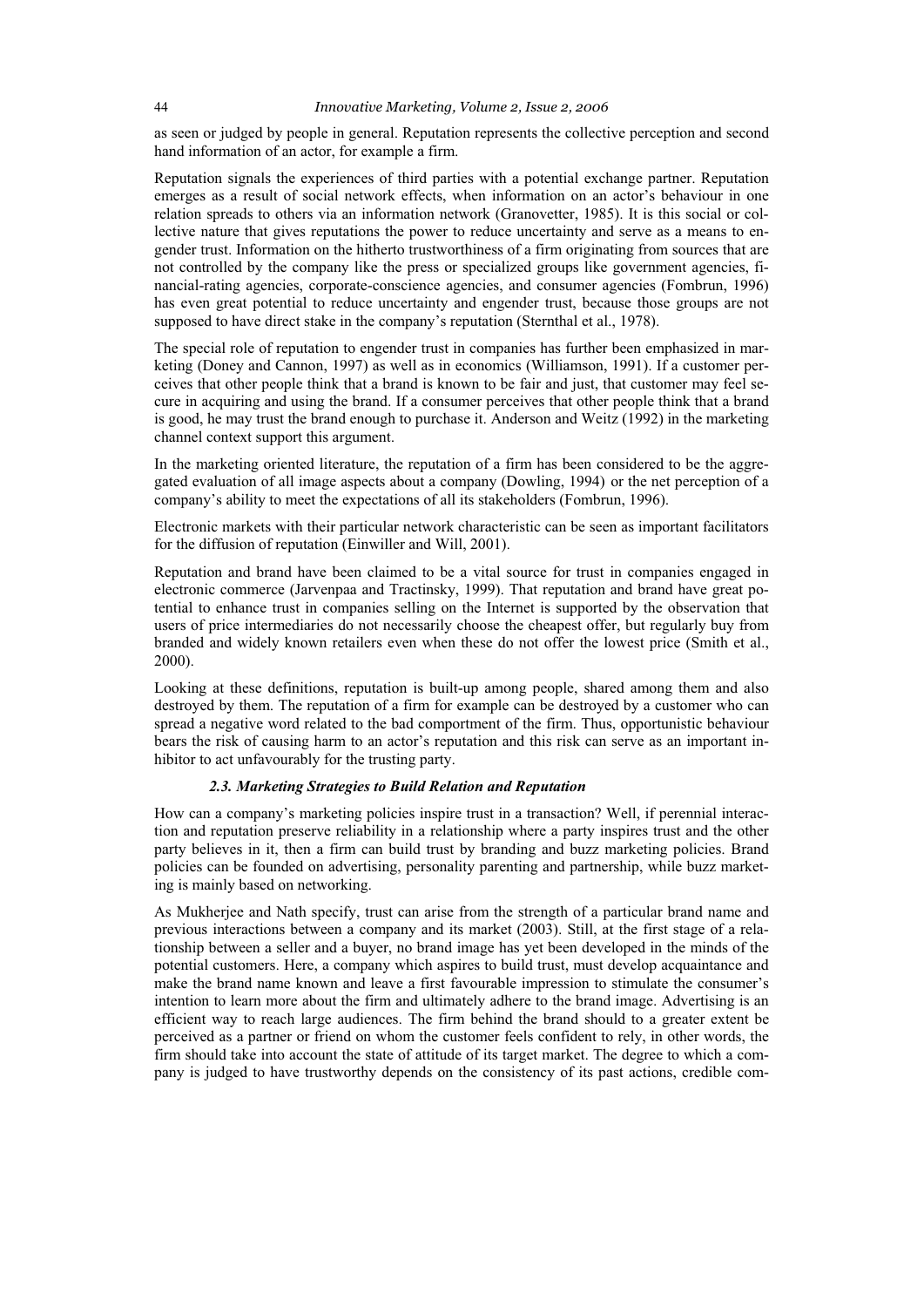as seen or judged by people in general. Reputation represents the collective perception and second hand information of an actor, for example a firm.

Reputation signals the experiences of third parties with a potential exchange partner. Reputation emerges as a result of social network effects, when information on an actor's behaviour in one relation spreads to others via an information network (Granovetter, 1985). It is this social or collective nature that gives reputations the power to reduce uncertainty and serve as a means to engender trust. Information on the hitherto trustworthiness of a firm originating from sources that are not controlled by the company like the press or specialized groups like government agencies, financial-rating agencies, corporate-conscience agencies, and consumer agencies (Fombrun, 1996) has even great potential to reduce uncertainty and engender trust, because those groups are not supposed to have direct stake in the company's reputation (Sternthal et al., 1978).

The special role of reputation to engender trust in companies has further been emphasized in marketing (Doney and Cannon, 1997) as well as in economics (Williamson, 1991). If a customer perceives that other people think that a brand is known to be fair and just, that customer may feel secure in acquiring and using the brand. If a consumer perceives that other people think that a brand is good, he may trust the brand enough to purchase it. Anderson and Weitz (1992) in the marketing channel context support this argument.

In the marketing oriented literature, the reputation of a firm has been considered to be the aggregated evaluation of all image aspects about a company (Dowling, 1994) or the net perception of a company's ability to meet the expectations of all its stakeholders (Fombrun, 1996).

Electronic markets with their particular network characteristic can be seen as important facilitators for the diffusion of reputation (Einwiller and Will, 2001).

Reputation and brand have been claimed to be a vital source for trust in companies engaged in electronic commerce (Jarvenpaa and Tractinsky, 1999). That reputation and brand have great potential to enhance trust in companies selling on the Internet is supported by the observation that users of price intermediaries do not necessarily choose the cheapest offer, but regularly buy from branded and widely known retailers even when these do not offer the lowest price (Smith et al., 2000).

Looking at these definitions, reputation is built-up among people, shared among them and also destroyed by them. The reputation of a firm for example can be destroyed by a customer who can spread a negative word related to the bad comportment of the firm. Thus, opportunistic behaviour bears the risk of causing harm to an actor's reputation and this risk can serve as an important inhibitor to act unfavourably for the trusting party.

### *2.3. Marketing Strategies to Build Relation and Reputation*

How can a company's marketing policies inspire trust in a transaction? Well, if perennial interaction and reputation preserve reliability in a relationship where a party inspires trust and the other party believes in it, then a firm can build trust by branding and buzz marketing policies. Brand policies can be founded on advertising, personality parenting and partnership, while buzz marketing is mainly based on networking.

As Mukherjee and Nath specify, trust can arise from the strength of a particular brand name and previous interactions between a company and its market (2003). Still, at the first stage of a relationship between a seller and a buyer, no brand image has yet been developed in the minds of the potential customers. Here, a company which aspires to build trust, must develop acquaintance and make the brand name known and leave a first favourable impression to stimulate the consumer's intention to learn more about the firm and ultimately adhere to the brand image. Advertising is an efficient way to reach large audiences. The firm behind the brand should to a greater extent be perceived as a partner or friend on whom the customer feels confident to rely, in other words, the firm should take into account the state of attitude of its target market. The degree to which a company is judged to have trustworthy depends on the consistency of its past actions, credible com-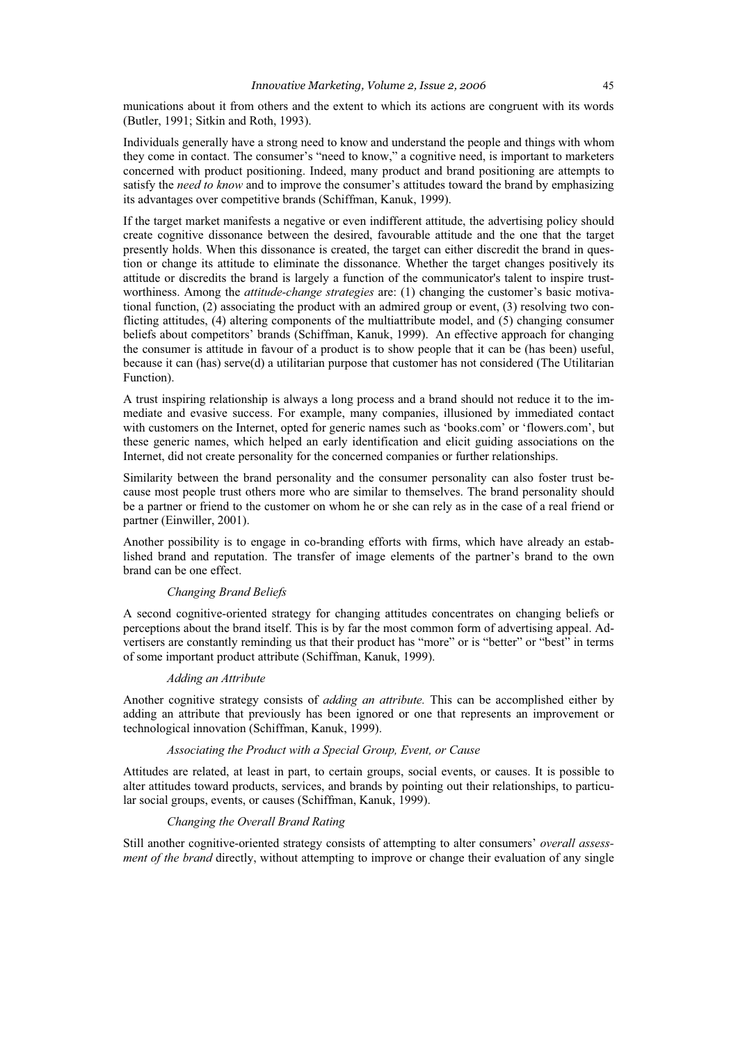munications about it from others and the extent to which its actions are congruent with its words (Butler, 1991; Sitkin and Roth, 1993).

Individuals generally have a strong need to know and understand the people and things with whom they come in contact. The consumer's "need to know," a cognitive need, is important to marketers concerned with product positioning. Indeed, many product and brand positioning are attempts to satisfy the *need to know* and to improve the consumer's attitudes toward the brand by emphasizing its advantages over competitive brands (Schiffman, Kanuk, 1999).

If the target market manifests a negative or even indifferent attitude, the advertising policy should create cognitive dissonance between the desired, favourable attitude and the one that the target presently holds. When this dissonance is created, the target can either discredit the brand in question or change its attitude to eliminate the dissonance. Whether the target changes positively its attitude or discredits the brand is largely a function of the communicator's talent to inspire trustworthiness. Among the *attitude-change strategies* are: (1) changing the customer's basic motivational function, (2) associating the product with an admired group or event, (3) resolving two conflicting attitudes, (4) altering components of the multiattribute model, and (5) changing consumer beliefs about competitors' brands (Schiffman, Kanuk, 1999). An effective approach for changing the consumer is attitude in favour of a product is to show people that it can be (has been) useful, because it can (has) serve(d) a utilitarian purpose that customer has not considered (The Utilitarian Function).

A trust inspiring relationship is always a long process and a brand should not reduce it to the immediate and evasive success. For example, many companies, illusioned by immediated contact with customers on the Internet, opted for generic names such as 'books.com' or 'flowers.com', but these generic names, which helped an early identification and elicit guiding associations on the Internet, did not create personality for the concerned companies or further relationships.

Similarity between the brand personality and the consumer personality can also foster trust because most people trust others more who are similar to themselves. The brand personality should be a partner or friend to the customer on whom he or she can rely as in the case of a real friend or partner (Einwiller, 2001).

Another possibility is to engage in co-branding efforts with firms, which have already an established brand and reputation. The transfer of image elements of the partner's brand to the own brand can be one effect.

*Changing Brand Beliefs*

A second cognitive-oriented strategy for changing attitudes concentrates on changing beliefs or perceptions about the brand itself. This is by far the most common form of advertising appeal. Advertisers are constantly reminding us that their product has "more" or is "better" or "best" in terms of some important product attribute (Schiffman, Kanuk, 1999).

*Adding an Attribute*

Another cognitive strategy consists of *adding an attribute.* This can be accomplished either by adding an attribute that previously has been ignored or one that represents an improvement or technological innovation (Schiffman, Kanuk, 1999).

*Associating the Product with a Special Group, Event, or Cause*

Attitudes are related, at least in part, to certain groups, social events, or causes. It is possible to alter attitudes toward products, services, and brands by pointing out their relationships, to particular social groups, events, or causes (Schiffman, Kanuk, 1999).

*Changing the Overall Brand Rating*

Still another cognitive-oriented strategy consists of attempting to alter consumers' *overall assessment of the brand* directly, without attempting to improve or change their evaluation of any single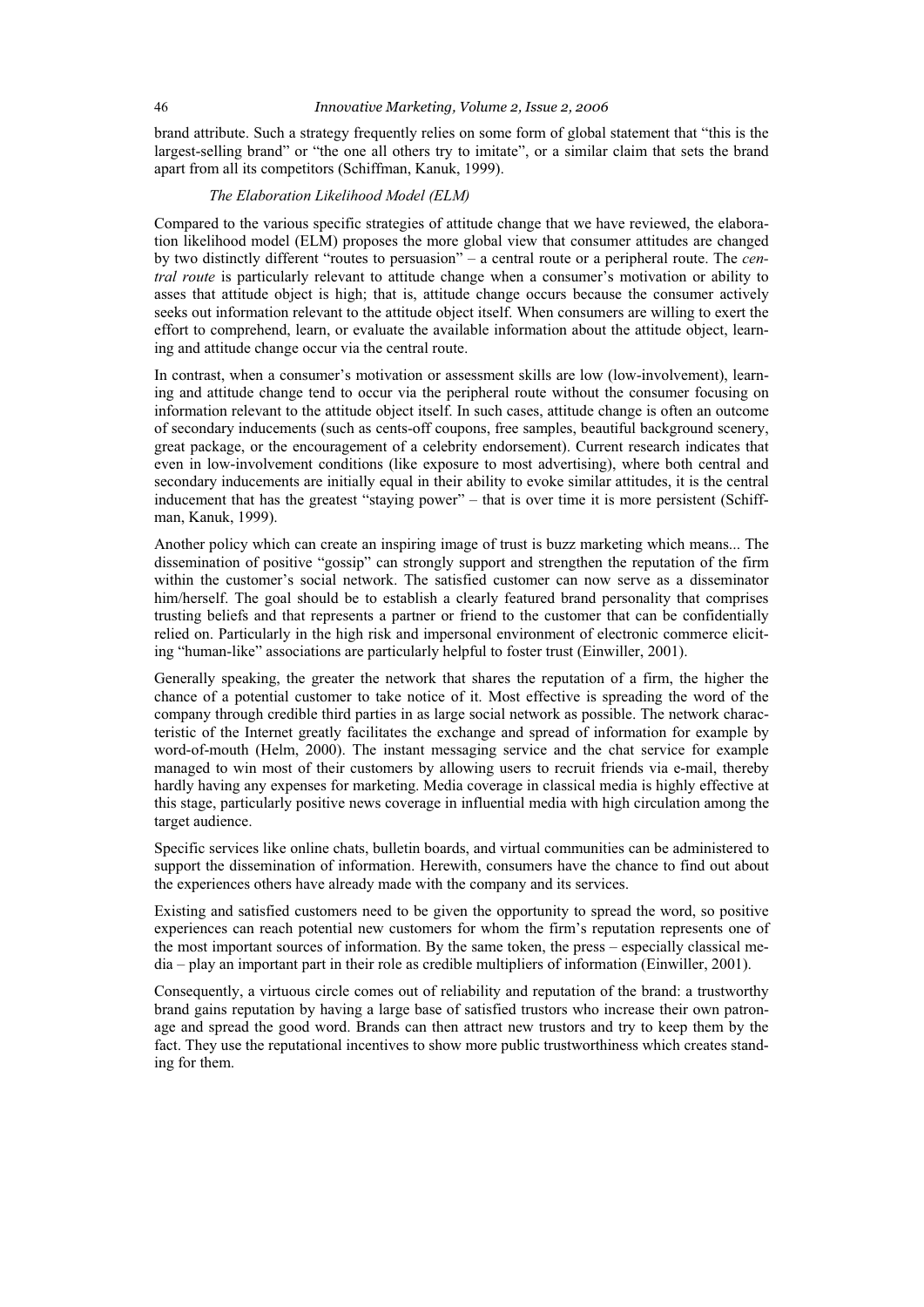brand attribute. Such a strategy frequently relies on some form of global statement that "this is the largest-selling brand" or "the one all others try to imitate", or a similar claim that sets the brand apart from all its competitors (Schiffman, Kanuk, 1999).

*The Elaboration Likelihood Model (ELM)*

Compared to the various specific strategies of attitude change that we have reviewed, the elaboration likelihood model (ELM) proposes the more global view that consumer attitudes are changed by two distinctly different "routes to persuasion" – a central route or a peripheral route. The *central route* is particularly relevant to attitude change when a consumer's motivation or ability to asses that attitude object is high; that is, attitude change occurs because the consumer actively seeks out information relevant to the attitude object itself. When consumers are willing to exert the effort to comprehend, learn, or evaluate the available information about the attitude object, learning and attitude change occur via the central route.

In contrast, when a consumer's motivation or assessment skills are low (low-involvement), learning and attitude change tend to occur via the peripheral route without the consumer focusing on information relevant to the attitude object itself. In such cases, attitude change is often an outcome of secondary inducements (such as cents-off coupons, free samples, beautiful background scenery, great package, or the encouragement of a celebrity endorsement). Current research indicates that even in low-involvement conditions (like exposure to most advertising), where both central and secondary inducements are initially equal in their ability to evoke similar attitudes, it is the central inducement that has the greatest "staying power" – that is over time it is more persistent (Schiffman, Kanuk, 1999).

Another policy which can create an inspiring image of trust is buzz marketing which means... The dissemination of positive "gossip" can strongly support and strengthen the reputation of the firm within the customer's social network. The satisfied customer can now serve as a disseminator him/herself. The goal should be to establish a clearly featured brand personality that comprises trusting beliefs and that represents a partner or friend to the customer that can be confidentially relied on. Particularly in the high risk and impersonal environment of electronic commerce eliciting "human-like" associations are particularly helpful to foster trust (Einwiller, 2001).

Generally speaking, the greater the network that shares the reputation of a firm, the higher the chance of a potential customer to take notice of it. Most effective is spreading the word of the company through credible third parties in as large social network as possible. The network characteristic of the Internet greatly facilitates the exchange and spread of information for example by word-of-mouth (Helm, 2000). The instant messaging service and the chat service for example managed to win most of their customers by allowing users to recruit friends via e-mail, thereby hardly having any expenses for marketing. Media coverage in classical media is highly effective at this stage, particularly positive news coverage in influential media with high circulation among the target audience.

Specific services like online chats, bulletin boards, and virtual communities can be administered to support the dissemination of information. Herewith, consumers have the chance to find out about the experiences others have already made with the company and its services.

Existing and satisfied customers need to be given the opportunity to spread the word, so positive experiences can reach potential new customers for whom the firm's reputation represents one of the most important sources of information. By the same token, the press – especially classical media – play an important part in their role as credible multipliers of information (Einwiller, 2001).

Consequently, a virtuous circle comes out of reliability and reputation of the brand: a trustworthy brand gains reputation by having a large base of satisfied trustors who increase their own patronage and spread the good word. Brands can then attract new trustors and try to keep them by the fact. They use the reputational incentives to show more public trustworthiness which creates standing for them.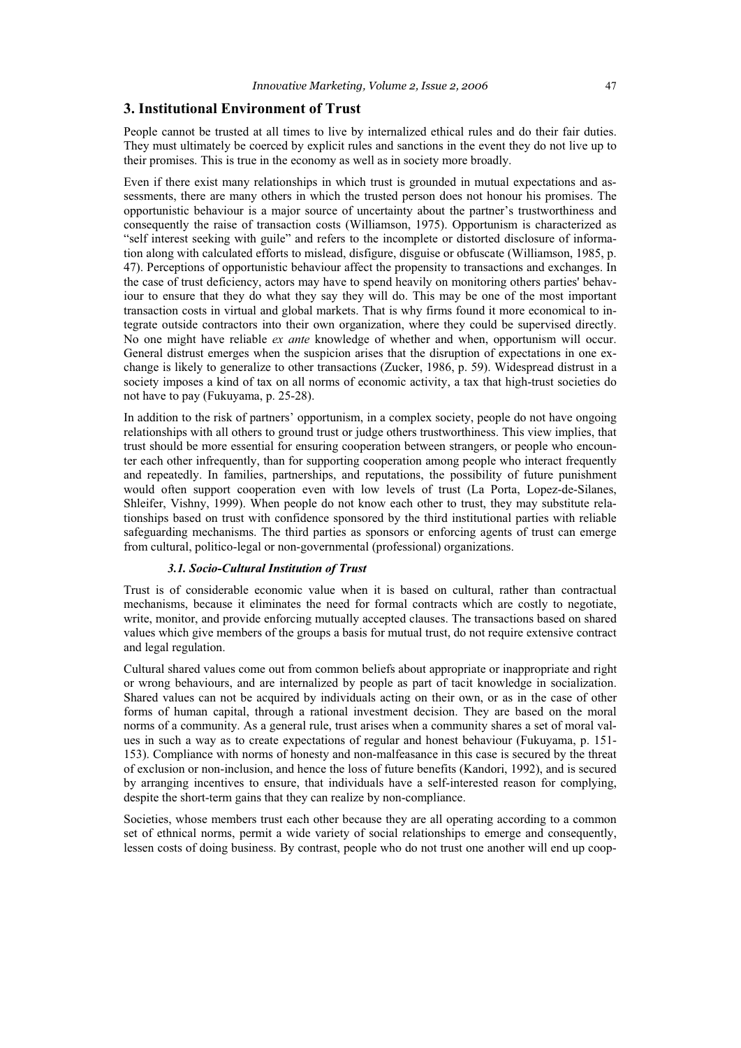## 3. Institutional Environment of Trust

People cannot be trusted at all times to live by internalized ethical rules and do their fair duties. They must ultimately be coerced by explicit rules and sanctions in the event they do not live up to their promises. This is true in the economy as well as in society more broadly.

Even if there exist many relationships in which trust is grounded in mutual expectations and assessments, there are many others in which the trusted person does not honour his promises. The opportunistic behaviour is a major source of uncertainty about the partner's trustworthiness and consequently the raise of transaction costs (Williamson, 1975). Opportunism is characterized as "self interest seeking with guile" and refers to the incomplete or distorted disclosure of information along with calculated efforts to mislead, disfigure, disguise or obfuscate (Williamson, 1985, p. 47). Perceptions of opportunistic behaviour affect the propensity to transactions and exchanges. In the case of trust deficiency, actors may have to spend heavily on monitoring others parties' behaviour to ensure that they do what they say they will do. This may be one of the most important transaction costs in virtual and global markets. That is why firms found it more economical to integrate outside contractors into their own organization, where they could be supervised directly. No one might have reliable *ex ante* knowledge of whether and when, opportunism will occur. General distrust emerges when the suspicion arises that the disruption of expectations in one exchange is likely to generalize to other transactions (Zucker, 1986, p. 59). Widespread distrust in a society imposes a kind of tax on all norms of economic activity, a tax that high-trust societies do not have to pay (Fukuyama, p. 25-28).

In addition to the risk of partners' opportunism, in a complex society, people do not have ongoing relationships with all others to ground trust or judge others trustworthiness. This view implies, that trust should be more essential for ensuring cooperation between strangers, or people who encounter each other infrequently, than for supporting cooperation among people who interact frequently and repeatedly. In families, partnerships, and reputations, the possibility of future punishment would often support cooperation even with low levels of trust (La Porta, Lopez-de-Silanes, Shleifer, Vishny, 1999). When people do not know each other to trust, they may substitute relationships based on trust with confidence sponsored by the third institutional parties with reliable safeguarding mechanisms. The third parties as sponsors or enforcing agents of trust can emerge from cultural, politico-legal or non-governmental (professional) organizations.

### *3.1. Socio-Cultural Institution of Trust*

Trust is of considerable economic value when it is based on cultural, rather than contractual mechanisms, because it eliminates the need for formal contracts which are costly to negotiate, write, monitor, and provide enforcing mutually accepted clauses. The transactions based on shared values which give members of the groups a basis for mutual trust, do not require extensive contract and legal regulation.

Cultural shared values come out from common beliefs about appropriate or inappropriate and right or wrong behaviours, and are internalized by people as part of tacit knowledge in socialization. Shared values can not be acquired by individuals acting on their own, or as in the case of other forms of human capital, through a rational investment decision. They are based on the moral norms of a community. As a general rule, trust arises when a community shares a set of moral values in such a way as to create expectations of regular and honest behaviour (Fukuyama, p. 151-153). Compliance with norms of honesty and non-malfeasance in this case is secured by the threat of exclusion or non-inclusion, and hence the loss of future benefits (Kandori, 1992), and is secured by arranging incentives to ensure, that individuals have a self-interested reason for complying, despite the short-term gains that they can realize by non-compliance.

Societies, whose members trust each other because they are all operating according to a common set of ethnical norms, permit a wide variety of social relationships to emerge and consequently, lessen costs of doing business. By contrast, people who do not trust one another will end up coop-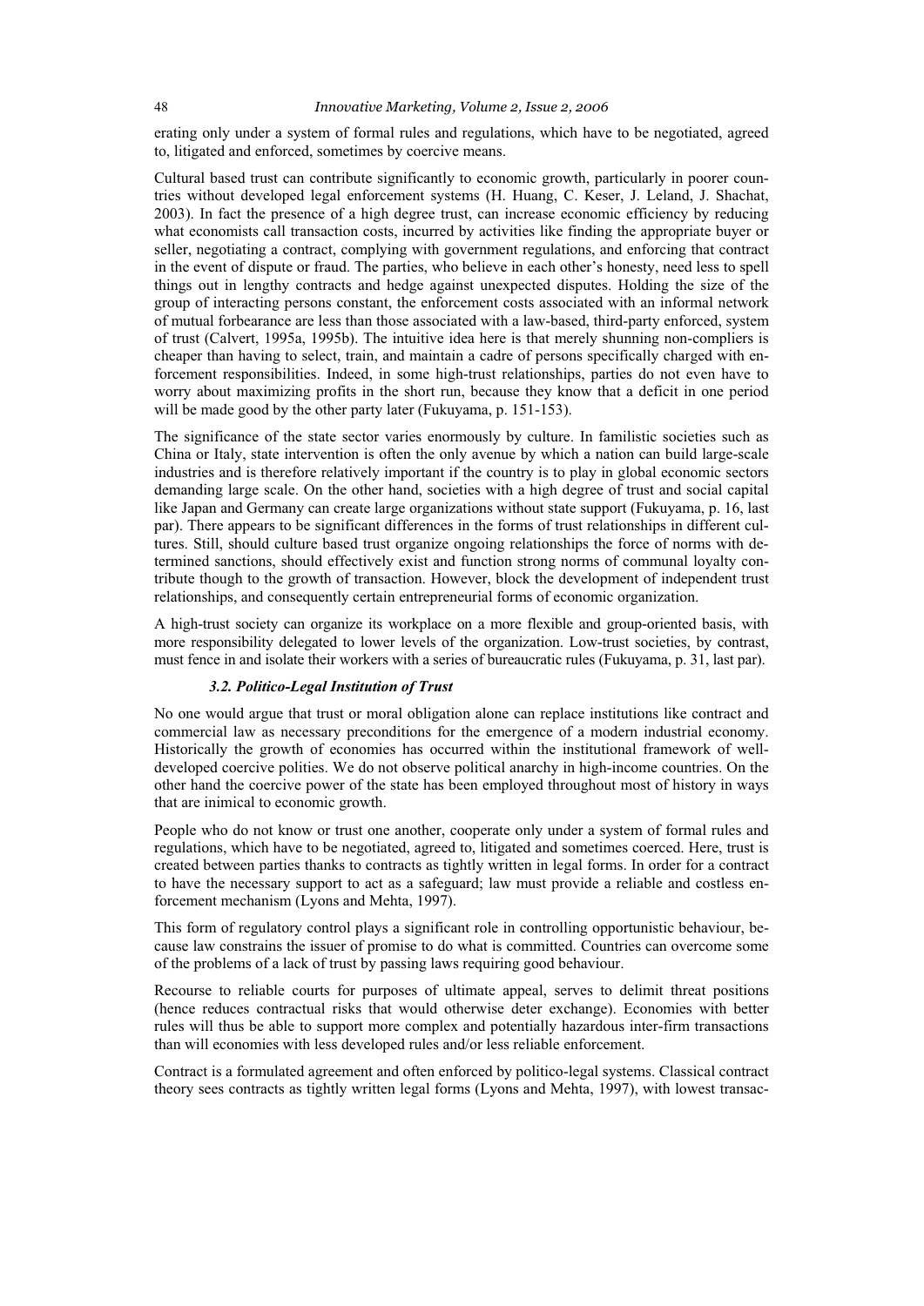erating only under a system of formal rules and regulations, which have to be negotiated, agreed to, litigated and enforced, sometimes by coercive means.

Cultural based trust can contribute significantly to economic growth, particularly in poorer countries without developed legal enforcement systems (H. Huang, C. Keser, J. Leland, J. Shachat, 2003). In fact the presence of a high degree trust, can increase economic efficiency by reducing what economists call transaction costs, incurred by activities like finding the appropriate buyer or seller, negotiating a contract, complying with government regulations, and enforcing that contract in the event of dispute or fraud. The parties, who believe in each other's honesty, need less to spell things out in lengthy contracts and hedge against unexpected disputes. Holding the size of the group of interacting persons constant, the enforcement costs associated with an informal network of mutual forbearance are less than those associated with a law-based, third-party enforced, system of trust (Calvert, 1995a, 1995b). The intuitive idea here is that merely shunning non-compliers is cheaper than having to select, train, and maintain a cadre of persons specifically charged with enforcement responsibilities. Indeed, in some high-trust relationships, parties do not even have to worry about maximizing profits in the short run, because they know that a deficit in one period will be made good by the other party later (Fukuyama, p. 151-153).

The significance of the state sector varies enormously by culture. In familistic societies such as China or Italy, state intervention is often the only avenue by which a nation can build large-scale industries and is therefore relatively important if the country is to play in global economic sectors demanding large scale. On the other hand, societies with a high degree of trust and social capital like Japan and Germany can create large organizations without state support (Fukuyama, p. 16, last par). There appears to be significant differences in the forms of trust relationships in different cultures. Still, should culture based trust organize ongoing relationships the force of norms with determined sanctions, should effectively exist and function strong norms of communal loyalty contribute though to the growth of transaction. However, block the development of independent trust relationships, and consequently certain entrepreneurial forms of economic organization.

A high-trust society can organize its workplace on a more flexible and group-oriented basis, with more responsibility delegated to lower levels of the organization. Low-trust societies, by contrast, must fence in and isolate their workers with a series of bureaucratic rules (Fukuyama, p. 31, last par).

### *3.2. Politico-Legal Institution of Trust*

No one would argue that trust or moral obligation alone can replace institutions like contract and commercial law as necessary preconditions for the emergence of a modern industrial economy. Historically the growth of economies has occurred within the institutional framework of well-developed coercive polities. We do not observe political anarchy in high-income countries. On the other hand the coercive power of the state has been employed throughout most of history in ways that are inimical to economic growth.

People who do not know or trust one another, cooperate only under a system of formal rules and regulations, which have to be negotiated, agreed to, litigated and sometimes coerced. Here, trust is created between parties thanks to contracts as tightly written in legal forms. In order for a contract to have the necessary support to act as a safeguard; law must provide a reliable and costless enforcement mechanism (Lyons and Mehta, 1997).

This form of regulatory control plays a significant role in controlling opportunistic behaviour, because law constrains the issuer of promise to do what is committed. Countries can overcome some of the problems of a lack of trust by passing laws requiring good behaviour.

Recourse to reliable courts for purposes of ultimate appeal, serves to delimit threat positions (hence reduces contractual risks that would otherwise deter exchange). Economies with better rules will thus be able to support more complex and potentially hazardous inter-firm transactions than will economies with less developed rules and/or less reliable enforcement.

Contract is a formulated agreement and often enforced by politico-legal systems. Classical contract theory sees contracts as tightly written legal forms (Lyons and Mehta, 1997), with lowest transac-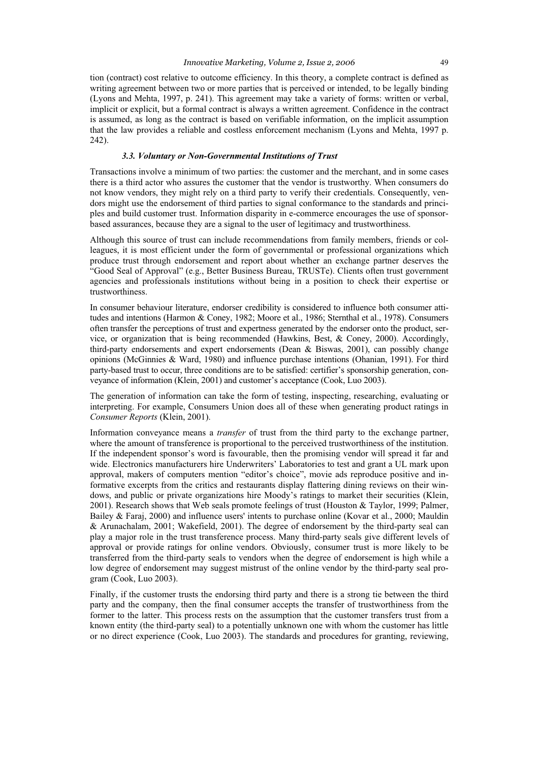tion (contract) cost relative to outcome efficiency. In this theory, a complete contract is defined as writing agreement between two or more parties that is perceived or intended, to be legally binding (Lyons and Mehta, 1997, p. 241). This agreement may take a variety of forms: written or verbal, implicit or explicit, but a formal contract is always a written agreement. Confidence in the contract is assumed, as long as the contract is based on verifiable information, on the implicit assumption that the law provides a reliable and costless enforcement mechanism (Lyons and Mehta, 1997 p. 242).

### *3.3. Voluntary or Non-Governmental Institutions of Trust*

Transactions involve a minimum of two parties: the customer and the merchant, and in some cases there is a third actor who assures the customer that the vendor is trustworthy. When consumers do not know vendors, they might rely on a third party to verify their credentials. Consequently, vendors might use the endorsement of third parties to signal conformance to the standards and principles and build customer trust. Information disparity in e-commerce encourages the use of sponsor-based assurances, because they are a signal to the user of legitimacy and trustworthiness.

Although this source of trust can include recommendations from family members, friends or colleagues, it is most efficient under the form of governmental or professional organizations which produce trust through endorsement and report about whether an exchange partner deserves the "Good Seal of Approval" (e.g., Better Business Bureau, TRUSTe). Clients often trust government agencies and professionals institutions without being in a position to check their expertise or trustworthiness.

In consumer behaviour literature, endorser credibility is considered to influence both consumer attitudes and intentions (Harmon & Coney, 1982; Moore et al., 1986; Sternthal et al., 1978). Consumers often transfer the perceptions of trust and expertness generated by the endorser onto the product, service, or organization that is being recommended (Hawkins, Best, & Coney, 2000). Accordingly, third-party endorsements and expert endorsements (Dean & Biswas, 2001), can possibly change opinions (McGinnies & Ward, 1980) and influence purchase intentions (Ohanian, 1991). For third party-based trust to occur, three conditions are to be satisfied: certifier's sponsorship generation, conveyance of information (Klein, 2001) and customer's acceptance (Cook, Luo 2003).

The generation of information can take the form of testing, inspecting, researching, evaluating or interpreting. For example, Consumers Union does all of these when generating product ratings in *Consumer Reports* (Klein, 2001).

Information conveyance means a *transfer* of trust from the third party to the exchange partner, where the amount of transference is proportional to the perceived trustworthiness of the institution. If the independent sponsor's word is favourable, then the promising vendor will spread it far and wide. Electronics manufacturers hire Underwriters' Laboratories to test and grant a UL mark upon approval, makers of computers mention "editor's choice", movie ads reproduce positive and informative excerpts from the critics and restaurants display flattering dining reviews on their windows, and public or private organizations hire Moody's ratings to market their securities (Klein, 2001). Research shows that Web seals promote feelings of trust (Houston & Taylor, 1999; Palmer, Bailey & Faraj, 2000) and influence users' intents to purchase online (Kovar et al., 2000; Mauldin & Arunachalam, 2001; Wakefield, 2001). The degree of endorsement by the third-party seal can play a major role in the trust transference process. Many third-party seals give different levels of approval or provide ratings for online vendors. Obviously, consumer trust is more likely to be transferred from the third-party seals to vendors when the degree of endorsement is high while a low degree of endorsement may suggest mistrust of the online vendor by the third-party seal program (Cook, Luo 2003).

Finally, if the customer trusts the endorsing third party and there is a strong tie between the third party and the company, then the final consumer accepts the transfer of trustworthiness from the former to the latter. This process rests on the assumption that the customer transfers trust from a known entity (the third-party seal) to a potentially unknown one with whom the customer has little or no direct experience (Cook, Luo 2003). The standards and procedures for granting, reviewing,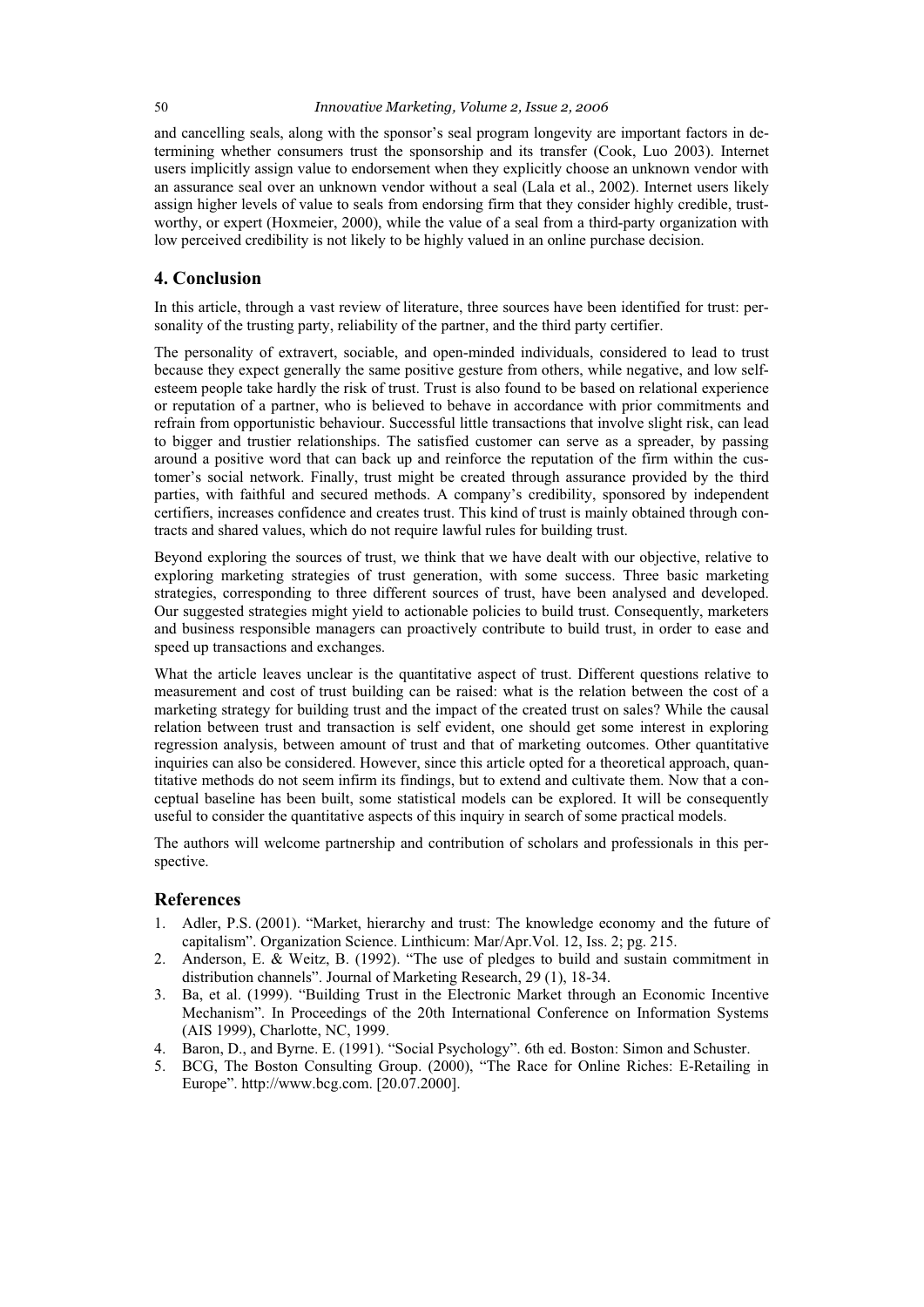and cancelling seals, along with the sponsor's seal program longevity are important factors in determining whether consumers trust the sponsorship and its transfer (Cook, Luo 2003). Internet users implicitly assign value to endorsement when they explicitly choose an unknown vendor with an assurance seal over an unknown vendor without a seal (Lala et al., 2002). Internet users likely assign higher levels of value to seals from endorsing firm that they consider highly credible, trustworthy, or expert (Hoxmeier, 2000), while the value of a seal from a third-party organization with low perceived credibility is not likely to be highly valued in an online purchase decision.

## 4. Conclusion

In this article, through a vast review of literature, three sources have been identified for trust: personality of the trusting party, reliability of the partner, and the third party certifier.

The personality of extravert, sociable, and open-minded individuals, considered to lead to trust because they expect generally the same positive gesture from others, while negative, and low self-esteem people take hardly the risk of trust. Trust is also found to be based on relational experience or reputation of a partner, who is believed to behave in accordance with prior commitments and refrain from opportunistic behaviour. Successful little transactions that involve slight risk, can lead to bigger and trustier relationships. The satisfied customer can serve as a spreader, by passing around a positive word that can back up and reinforce the reputation of the firm within the customer's social network. Finally, trust might be created through assurance provided by the third parties, with faithful and secured methods. A company's credibility, sponsored by independent certifiers, increases confidence and creates trust. This kind of trust is mainly obtained through contracts and shared values, which do not require lawful rules for building trust.

Beyond exploring the sources of trust, we think that we have dealt with our objective, relative to exploring marketing strategies of trust generation, with some success. Three basic marketing strategies, corresponding to three different sources of trust, have been analysed and developed. Our suggested strategies might yield to actionable policies to build trust. Consequently, marketers and business responsible managers can proactively contribute to build trust, in order to ease and speed up transactions and exchanges.

What the article leaves unclear is the quantitative aspect of trust. Different questions relative to measurement and cost of trust building can be raised: what is the relation between the cost of a marketing strategy for building trust and the impact of the created trust on sales? While the causal relation between trust and transaction is self evident, one should get some interest in exploring regression analysis, between amount of trust and that of marketing outcomes. Other quantitative inquiries can also be considered. However, since this article opted for a theoretical approach, quantitative methods do not seem infirm its findings, but to extend and cultivate them. Now that a conceptual baseline has been built, some statistical models can be explored. It will be consequently useful to consider the quantitative aspects of this inquiry in search of some practical models.

The authors will welcome partnership and contribution of scholars and professionals in this perspective.

## References

1. Adler, P.S. (2001). "Market, hierarchy and trust: The knowledge economy and the future of capitalism". Organization Science. Linthicum: Mar/Apr.Vol. 12, Iss. 2; pg. 215.
2. Anderson, E. & Weitz, B. (1992). "The use of pledges to build and sustain commitment in distribution channels". Journal of Marketing Research, 29 (1), 18-34.
3. Ba, et al. (1999). "Building Trust in the Electronic Market through an Economic Incentive Mechanism". In Proceedings of the 20th International Conference on Information Systems (AIS 1999), Charlotte, NC, 1999.
4. Baron, D., and Byrne. E. (1991). "Social Psychology". 6th ed. Boston: Simon and Schuster.
5. BCG, The Boston Consulting Group. (2000), "The Race for Online Riches: E-Retailing in Europe". http://www.bcg.com. [20.07.2000].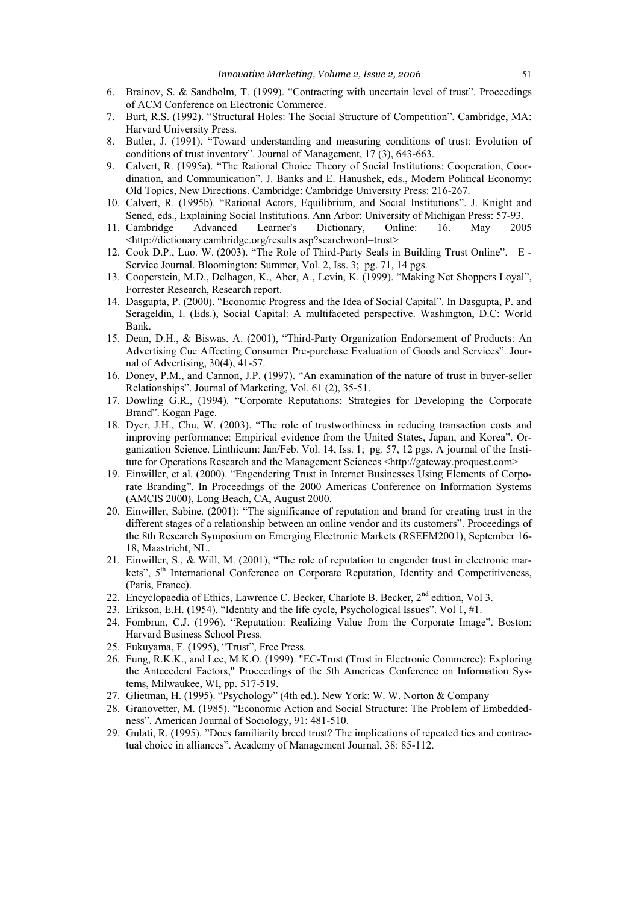6. Brainov, S. & Sandholm, T. (1999). "Contracting with uncertain level of trust". Proceedings of ACM Conference on Electronic Commerce.
7. Burt, R.S. (1992). "Structural Holes: The Social Structure of Competition". Cambridge, MA: Harvard University Press.
8. Butler, J. (1991). "Toward understanding and measuring conditions of trust: Evolution of conditions of trust inventory". Journal of Management, 17 (3), 643-663.
9. Calvert, R. (1995a). "The Rational Choice Theory of Social Institutions: Cooperation, Coordination, and Communication". J. Banks and E. Hanushek, eds., Modern Political Economy: Old Topics, New Directions. Cambridge: Cambridge University Press: 216-267.
10. Calvert, R. (1995b). "Rational Actors, Equilibrium, and Social Institutions". J. Knight and Sened, eds., Explaining Social Institutions. Ann Arbor: University of Michigan Press: 57-93.
11. Cambridge Advanced Learner's Dictionary, Online: 16. May 2005 <http://dictionary.cambridge.org/results.asp?searchword=trust>
12. Cook D.P., Luo. W. (2003). "The Role of Third-Party Seals in Building Trust Online". E - Service Journal. Bloomington: Summer, Vol. 2, Iss. 3; pg. 71, 14 pgs.
13. Cooperstein, M.D., Delhagen, K., Aber, A., Levin, K. (1999). "Making Net Shoppers Loyal", Forrester Research, Research report.
14. Dasgupta, P. (2000). "Economic Progress and the Idea of Social Capital". In Dasgupta, P. and Serageldin, I. (Eds.), Social Capital: A multifaceted perspective. Washington, D.C: World Bank.
15. Dean, D.H., & Biswas. A. (2001), "Third-Party Organization Endorsement of Products: An Advertising Cue Affecting Consumer Pre-purchase Evaluation of Goods and Services". Journal of Advertising, 30(4), 41-57.
16. Doney, P.M., and Cannon, J.P. (1997). "An examination of the nature of trust in buyer-seller Relationships". Journal of Marketing, Vol. 61 (2), 35-51.
17. Dowling G.R., (1994). "Corporate Reputations: Strategies for Developing the Corporate Brand". Kogan Page.
18. Dyer, J.H., Chu, W. (2003). "The role of trustworthiness in reducing transaction costs and improving performance: Empirical evidence from the United States, Japan, and Korea". Organization Science. Linthicum: Jan/Feb. Vol. 14, Iss. 1; pg. 57, 12 pgs, A journal of the Institute for Operations Research and the Management Sciences <http://gateway.proquest.com>
19. Einwiller, et al. (2000). "Engendering Trust in Internet Businesses Using Elements of Corporate Branding". In Proceedings of the 2000 Americas Conference on Information Systems (AMCIS 2000), Long Beach, CA, August 2000.
20. Einwiller, Sabine. (2001): "The significance of reputation and brand for creating trust in the different stages of a relationship between an online vendor and its customers". Proceedings of the 8th Research Symposium on Emerging Electronic Markets (RSEEM2001), September 16-18, Maastricht, NL.
21. Einwiller, S., & Will, M. (2001), "The role of reputation to engender trust in electronic markets", 5th International Conference on Corporate Reputation, Identity and Competitiveness, (Paris, France).
22. Encyclopaedia of Ethics, Lawrence C. Becker, Charlote B. Becker, 2nd edition, Vol 3.
23. Erikson, E.H. (1954). "Identity and the life cycle, Psychological Issues". Vol 1, #1.
24. Fombrun, C.J. (1996). "Reputation: Realizing Value from the Corporate Image". Boston: Harvard Business School Press.
25. Fukuyama, F. (1995), "Trust", Free Press.
26. Fung, R.K.K., and Lee, M.K.O. (1999). "EC-Trust (Trust in Electronic Commerce): Exploring the Antecedent Factors," Proceedings of the 5th Americas Conference on Information Systems, Milwaukee, WI, pp. 517-519.
27. Glietman, H. (1995). "Psychology" (4th ed.). New York: W. W. Norton & Company
28. Granovetter, M. (1985). "Economic Action and Social Structure: The Problem of Embeddedness". American Journal of Sociology, 91: 481-510.
29. Gulati, R. (1995). "Does familiarity breed trust? The implications of repeated ties and contractual choice in alliances". Academy of Management Journal, 38: 85-112.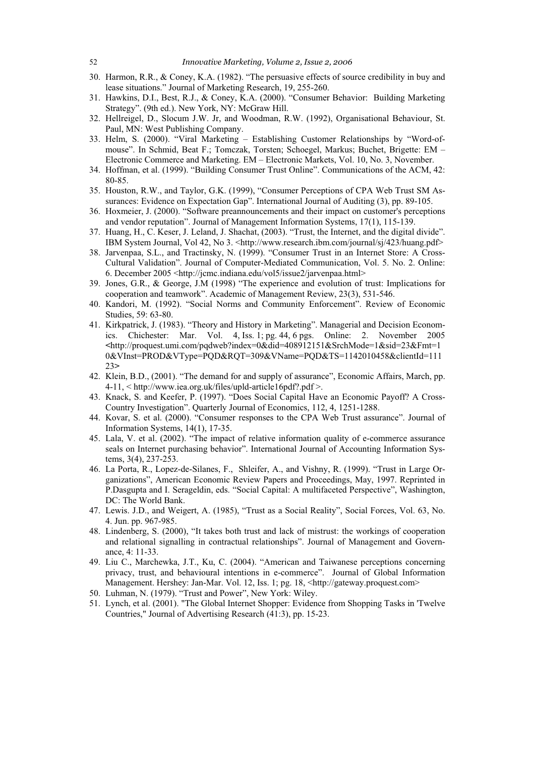30. Harmon, R.R., & Coney, K.A. (1982). "The persuasive effects of source credibility in buy and lease situations." Journal of Marketing Research, 19, 255-260.
31. Hawkins, D.I., Best, R.J., & Coney, K.A. (2000). "Consumer Behavior: Building Marketing Strategy". (9th ed.). New York, NY: McGraw Hill.
32. Hellreigel, D., Slocum J.W. Jr, and Woodman, R.W. (1992), Organisational Behaviour, St. Paul, MN: West Publishing Company.
33. Helm, S. (2000). "Viral Marketing – Establishing Customer Relationships by "Word-of-mouse". In Schmid, Beat F.; Tomczak, Torsten; Schoegel, Markus; Buchet, Brigette: EM – Electronic Commerce and Marketing. EM – Electronic Markets, Vol. 10, No. 3, November.
34. Hoffman, et al. (1999). "Building Consumer Trust Online". Communications of the ACM, 42: 80-85.
35. Houston, R.W., and Taylor, G.K. (1999), "Consumer Perceptions of CPA Web Trust SM Assurances: Evidence on Expectation Gap". International Journal of Auditing (3), pp. 89-105.
36. Hoxmeier, J. (2000). "Software preannouncements and their impact on customer's perceptions and vendor reputation". Journal of Management Information Systems, 17(1), 115-139.
37. Huang, H., C. Keser, J. Leland, J. Shachat, (2003). "Trust, the Internet, and the digital divide". IBM System Journal, Vol 42, No 3. <http://www.research.ibm.com/journal/sj/423/huang.pdf>
38. Jarvenpaa, S.L., and Tractinsky, N. (1999). "Consumer Trust in an Internet Store: A Cross-Cultural Validation". Journal of Computer-Mediated Communication, Vol. 5. No. 2. Online: 6. December 2005 <http://jcmc.indiana.edu/vol5/issue2/jarvenpaa.html>
39. Jones, G.R., & George, J.M (1998) "The experience and evolution of trust: Implications for cooperation and teamwork". Academic of Management Review, 23(3), 531-546.
40. Kandori, M. (1992). "Social Norms and Community Enforcement". Review of Economic Studies, 59: 63-80.
41. Kirkpatrick, J. (1983). "Theory and History in Marketing". Managerial and Decision Economics. Chichester: Mar. Vol. 4, Iss. 1; pg. 44, 6 pgs. Online: 2. November 2005 <http://proquest.umi.com/pqdweb?index=0&did=408912151&SrchMode=1&sid=23&Fmt=10&VInst=PROD&VType=PQD&RQT=309&VName=PQD&TS=1142010458&clientId=11123>
42. Klein, B.D., (2001). "The demand for and supply of assurance", Economic Affairs, March, pp. 4-11, < http://www.iea.org.uk/files/upld-article16pdf?.pdf >.
43. Knack, S. and Keefer, P. (1997). "Does Social Capital Have an Economic Payoff? A Cross-Country Investigation". Quarterly Journal of Economics, 112, 4, 1251-1288.
44. Kovar, S. et al. (2000). "Consumer responses to the CPA Web Trust assurance". Journal of Information Systems, 14(1), 17-35.
45. Lala, V. et al. (2002). "The impact of relative information quality of e-commerce assurance seals on Internet purchasing behavior". International Journal of Accounting Information Systems, 3(4), 237-253.
46. La Porta, R., Lopez-de-Silanes, F., Shleifer, A., and Vishny, R. (1999). "Trust in Large Organizations", American Economic Review Papers and Proceedings, May, 1997. Reprinted in P.Dasgupta and I. Serageldin, eds. "Social Capital: A multifaceted Perspective", Washington, DC: The World Bank.
47. Lewis. J.D., and Weigert, A. (1985), "Trust as a Social Reality", Social Forces, Vol. 63, No. 4. Jun. pp. 967-985.
48. Lindenberg, S. (2000), "It takes both trust and lack of mistrust: the workings of cooperation and relational signalling in contractual relationships". Journal of Management and Governance, 4: 11-33.
49. Liu C., Marchewka, J.T., Ku, C. (2004). "American and Taiwanese perceptions concerning privacy, trust, and behavioural intentions in e-commerce". Journal of Global Information Management. Hershey: Jan-Mar. Vol. 12, Iss. 1; pg. 18, <http://gateway.proquest.com>
50. Luhman, N. (1979). "Trust and Power", New York: Wiley.
51. Lynch, et al. (2001). "The Global Internet Shopper: Evidence from Shopping Tasks in 'Twelve Countries," Journal of Advertising Research (41:3), pp. 15-23.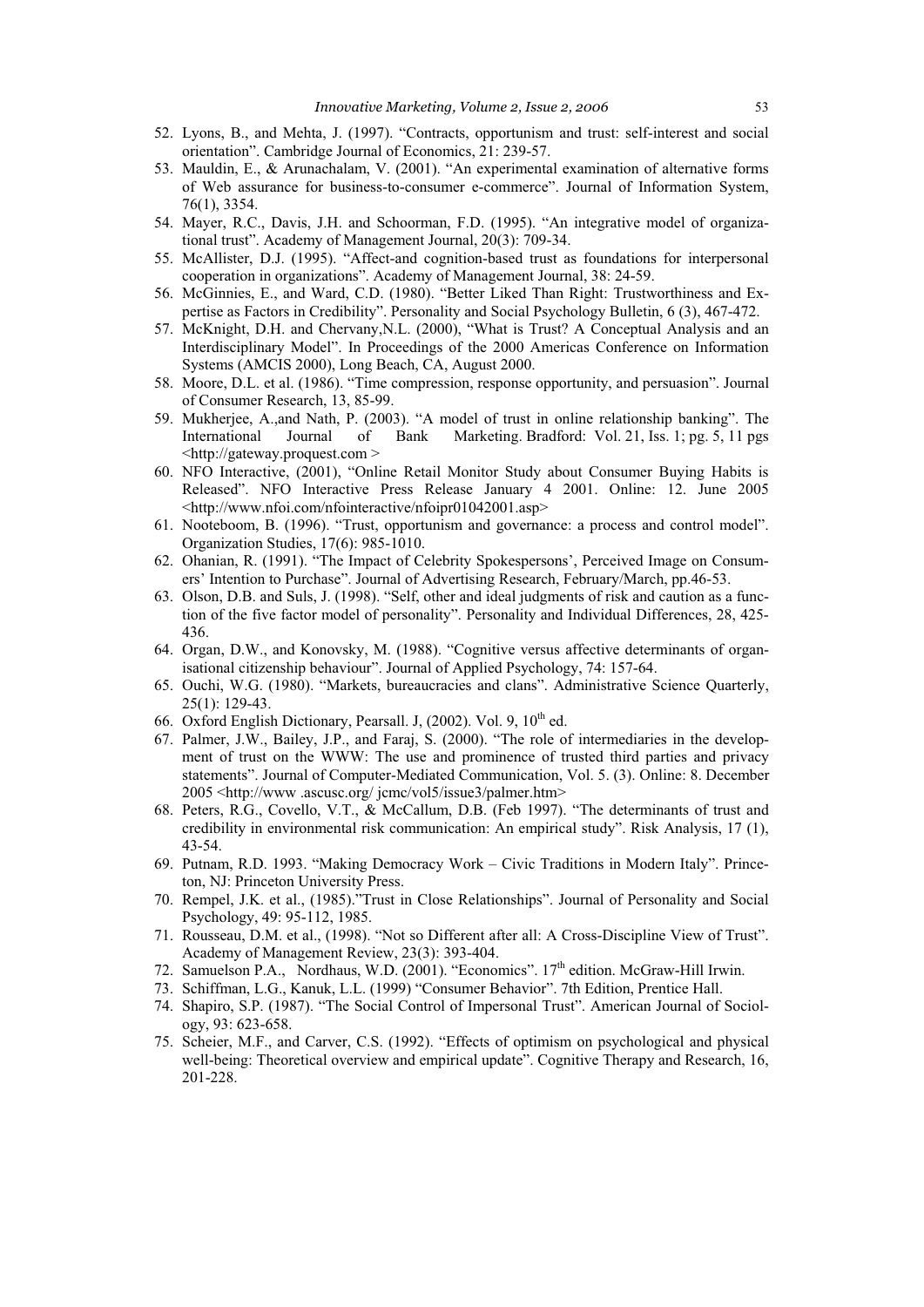52. Lyons, B., and Mehta, J. (1997). "Contracts, opportunism and trust: self-interest and social orientation". Cambridge Journal of Economics, 21: 239-57.
53. Mauldin, E., & Arunachalam, V. (2001). "An experimental examination of alternative forms of Web assurance for business-to-consumer e-commerce". Journal of Information System, 76(1), 3354.
54. Mayer, R.C., Davis, J.H. and Schoorman, F.D. (1995). "An integrative model of organizational trust". Academy of Management Journal, 20(3): 709-34.
55. McAllister, D.J. (1995). "Affect-and cognition-based trust as foundations for interpersonal cooperation in organizations". Academy of Management Journal, 38: 24-59.
56. McGinnies, E., and Ward, C.D. (1980). "Better Liked Than Right: Trustworthiness and Expertise as Factors in Credibility". Personality and Social Psychology Bulletin, 6 (3), 467-472.
57. McKnight, D.H. and Chervany,N.L. (2000), "What is Trust? A Conceptual Analysis and an Interdisciplinary Model". In Proceedings of the 2000 Americas Conference on Information Systems (AMCIS 2000), Long Beach, CA, August 2000.
58. Moore, D.L. et al. (1986). "Time compression, response opportunity, and persuasion". Journal of Consumer Research, 13, 85-99.
59. Mukherjee, A.,and Nath, P. (2003). "A model of trust in online relationship banking". The International Journal of Bank Marketing. Bradford: Vol. 21, Iss. 1; pg. 5, 11 pgs <http://gateway.proquest.com >
60. NFO Interactive, (2001), "Online Retail Monitor Study about Consumer Buying Habits is Released". NFO Interactive Press Release January 4 2001. Online: 12. June 2005 <http://www.nfoi.com/nfointeractive/nfoipr01042001.asp>
61. Nooteboom, B. (1996). "Trust, opportunism and governance: a process and control model". Organization Studies, 17(6): 985-1010.
62. Ohanian, R. (1991). "The Impact of Celebrity Spokespersons', Perceived Image on Consumers' Intention to Purchase". Journal of Advertising Research, February/March, pp.46-53.
63. Olson, D.B. and Suls, J. (1998). "Self, other and ideal judgments of risk and caution as a function of the five factor model of personality". Personality and Individual Differences, 28, 425-436.
64. Organ, D.W., and Konovsky, M. (1988). "Cognitive versus affective determinants of organisational citizenship behaviour". Journal of Applied Psychology, 74: 157-64.
65. Ouchi, W.G. (1980). "Markets, bureaucracies and clans". Administrative Science Quarterly, 25(1): 129-43.
66. Oxford English Dictionary, Pearsall. J, (2002). Vol. 9, 10th ed.
67. Palmer, J.W., Bailey, J.P., and Faraj, S. (2000). "The role of intermediaries in the development of trust on the WWW: The use and prominence of trusted third parties and privacy statements". Journal of Computer-Mediated Communication, Vol. 5. (3). Online: 8. December 2005 <http://www .ascusc.org/ jcmc/vol5/issue3/palmer.htm>
68. Peters, R.G., Covello, V.T., & McCallum, D.B. (Feb 1997). "The determinants of trust and credibility in environmental risk communication: An empirical study". Risk Analysis, 17 (1), 43-54.
69. Putnam, R.D. 1993. "Making Democracy Work – Civic Traditions in Modern Italy". Princeton, NJ: Princeton University Press.
70. Rempel, J.K. et al., (1985)."Trust in Close Relationships". Journal of Personality and Social Psychology, 49: 95-112, 1985.
71. Rousseau, D.M. et al., (1998). "Not so Different after all: A Cross-Discipline View of Trust". Academy of Management Review, 23(3): 393-404.
72. Samuelson P.A., Nordhaus, W.D. (2001). "Economics". 17th edition. McGraw-Hill Irwin.
73. Schiffman, L.G., Kanuk, L.L. (1999) "Consumer Behavior". 7th Edition, Prentice Hall.
74. Shapiro, S.P. (1987). "The Social Control of Impersonal Trust". American Journal of Sociology, 93: 623-658.
75. Scheier, M.F., and Carver, C.S. (1992). "Effects of optimism on psychological and physical well-being: Theoretical overview and empirical update". Cognitive Therapy and Research, 16, 201-228.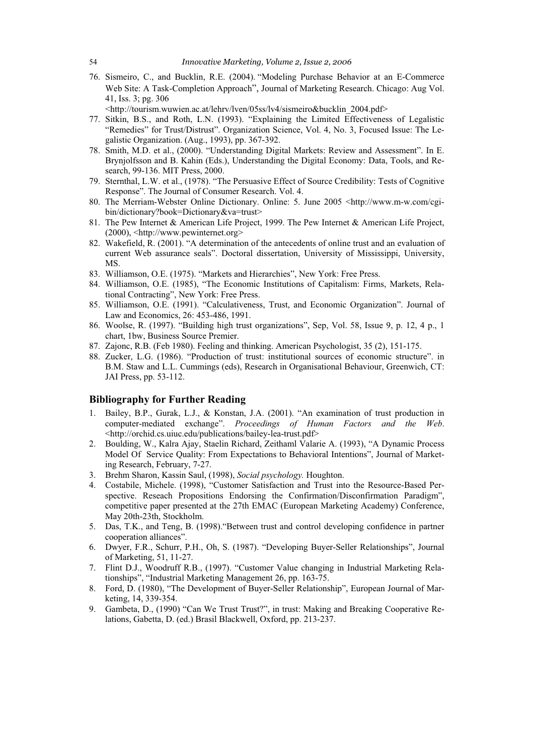76. Sismeiro, C., and Bucklin, R.E. (2004). "Modeling Purchase Behavior at an E-Commerce Web Site: A Task-Completion Approach", Journal of Marketing Research. Chicago: Aug Vol. 41, Iss. 3; pg. 306 <http://tourism.wuwien.ac.at/lehrv/lven/05ss/lv4/sismeiro&bucklin_2004.pdf>
77. Sitkin, B.S., and Roth, L.N. (1993). "Explaining the Limited Effectiveness of Legalistic "Remedies" for Trust/Distrust". Organization Science, Vol. 4, No. 3, Focused Issue: The Legalistic Organization. (Aug., 1993), pp. 367-392.
78. Smith, M.D. et al., (2000). "Understanding Digital Markets: Review and Assessment". In E. Brynjolfsson and B. Kahin (Eds.), Understanding the Digital Economy: Data, Tools, and Research, 99-136. MIT Press, 2000.
79. Sternthal, L.W. et al., (1978). "The Persuasive Effect of Source Credibility: Tests of Cognitive Response". The Journal of Consumer Research. Vol. 4.
80. The Merriam-Webster Online Dictionary. Online: 5. June 2005 <http://www.m-w.com/cgi-bin/dictionary?book=Dictionary&va=trust>
81. The Pew Internet & American Life Project, 1999. The Pew Internet & American Life Project, (2000), <http://www.pewinternet.org>
82. Wakefield, R. (2001). "A determination of the antecedents of online trust and an evaluation of current Web assurance seals". Doctoral dissertation, University of Mississippi, University, MS.
83. Williamson, O.E. (1975). "Markets and Hierarchies", New York: Free Press.
84. Williamson, O.E. (1985), "The Economic Institutions of Capitalism: Firms, Markets, Relational Contracting", New York: Free Press.
85. Williamson, O.E. (1991). "Calculativeness, Trust, and Economic Organization". Journal of Law and Economics, 26: 453-486, 1991.
86. Woolse, R. (1997). "Building high trust organizations", Sep, Vol. 58, Issue 9, p. 12, 4 p., 1 chart, 1bw, Business Source Premier.
87. Zajonc, R.B. (Feb 1980). Feeling and thinking. American Psychologist, 35 (2), 151-175.
88. Zucker, L.G. (1986). "Production of trust: institutional sources of economic structure". in B.M. Staw and L.L. Cummings (eds), Research in Organisational Behaviour, Greenwich, CT: JAI Press, pp. 53-112.

## Bibliography for Further Reading

1. Bailey, B.P., Gurak, L.J., & Konstan, J.A. (2001). "An examination of trust production in computer-mediated exchange". *Proceedings of Human Factors and the Web*. <http://orchid.cs.uiuc.edu/publications/bailey-lea-trust.pdf>
2. Boulding, W., Kalra Ajay, Staelin Richard, Zeithaml Valarie A. (1993), "A Dynamic Process Model Of Service Quality: From Expectations to Behavioral Intentions", Journal of Marketing Research, February, 7-27.
3. Brehm Sharon, Kassin Saul, (1998), *Social psychology.* Houghton.
4. Costabile, Michele. (1998), "Customer Satisfaction and Trust into the Resource-Based Perspective. Reseach Propositions Endorsing the Confirmation/Disconfirmation Paradigm", competitive paper presented at the 27th EMAC (European Marketing Academy) Conference, May 20th-23th, Stockholm.
5. Das, T.K., and Teng, B. (1998)."Between trust and control developing confidence in partner cooperation alliances".
6. Dwyer, F.R., Schurr, P.H., Oh, S. (1987). "Developing Buyer-Seller Relationships", Journal of Marketing, 51, 11-27.
7. Flint D.J., Woodruff R.B., (1997). "Customer Value changing in Industrial Marketing Relationships", "Industrial Marketing Management 26, pp. 163-75.
8. Ford, D. (1980), "The Development of Buyer-Seller Relationship", European Journal of Marketing, 14, 339-354.
9. Gambeta, D., (1990) "Can We Trust Trust?", in trust: Making and Breaking Cooperative Relations, Gabetta, D. (ed.) Brasil Blackwell, Oxford, pp. 213-237.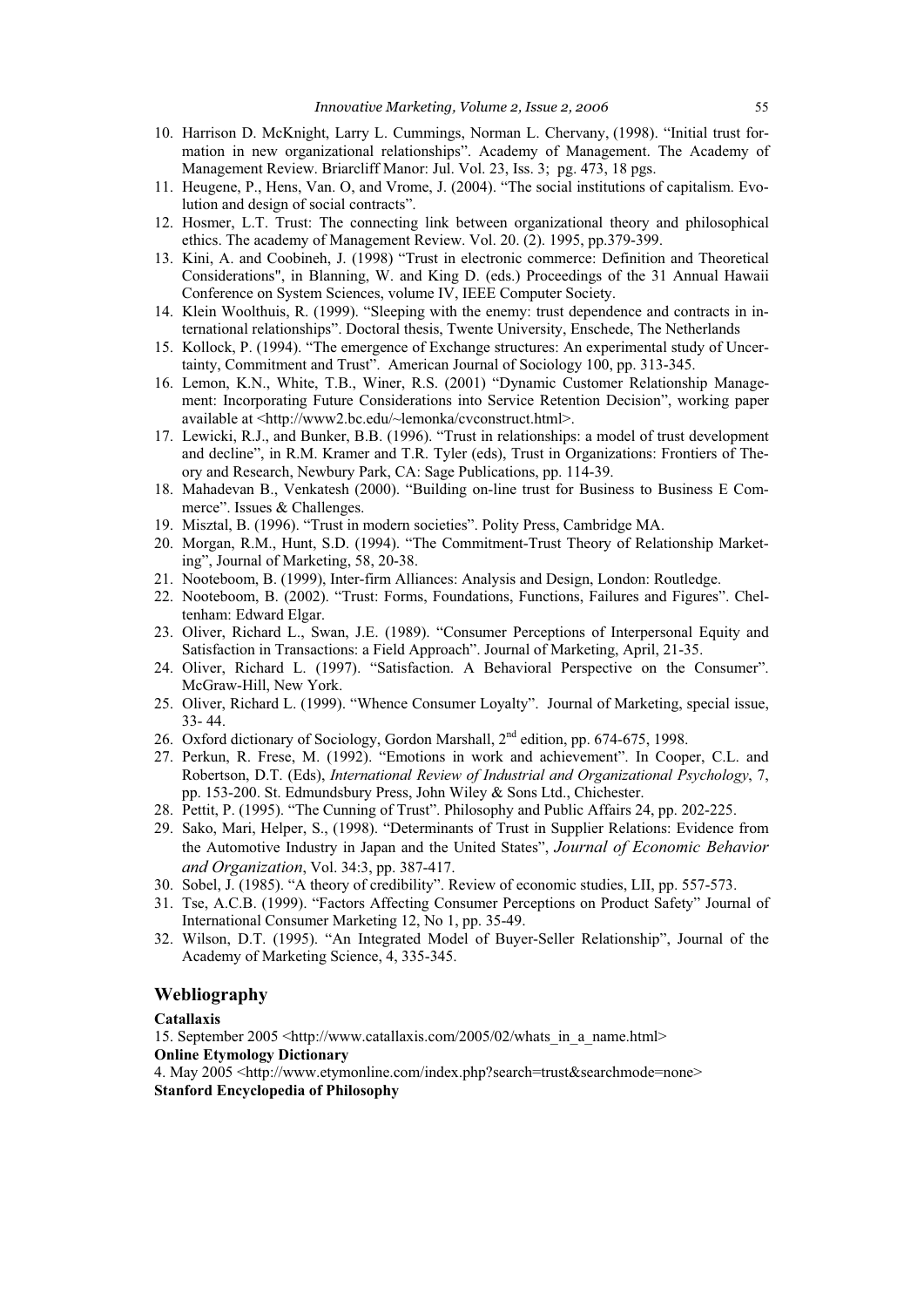10. Harrison D. McKnight, Larry L. Cummings, Norman L. Chervany, (1998). "Initial trust formation in new organizational relationships". Academy of Management. The Academy of Management Review. Briarcliff Manor: Jul. Vol. 23, Iss. 3; pg. 473, 18 pgs.
11. Heugene, P., Hens, Van. O, and Vrome, J. (2004). "The social institutions of capitalism. Evolution and design of social contracts".
12. Hosmer, L.T. Trust: The connecting link between organizational theory and philosophical ethics. The academy of Management Review. Vol. 20. (2). 1995, pp.379-399.
13. Kini, A. and Coobineh, J. (1998) "Trust in electronic commerce: Definition and Theoretical Considerations", in Blanning, W. and King D. (eds.) Proceedings of the 31 Annual Hawaii Conference on System Sciences, volume IV, IEEE Computer Society.
14. Klein Woolthuis, R. (1999). "Sleeping with the enemy: trust dependence and contracts in international relationships". Doctoral thesis, Twente University, Enschede, The Netherlands
15. Kollock, P. (1994). "The emergence of Exchange structures: An experimental study of Uncertainty, Commitment and Trust". American Journal of Sociology 100, pp. 313-345.
16. Lemon, K.N., White, T.B., Winer, R.S. (2001) "Dynamic Customer Relationship Management: Incorporating Future Considerations into Service Retention Decision", working paper available at <http://www2.bc.edu/~lemonka/cvconstruct.html>.
17. Lewicki, R.J., and Bunker, B.B. (1996). "Trust in relationships: a model of trust development and decline", in R.M. Kramer and T.R. Tyler (eds), Trust in Organizations: Frontiers of Theory and Research, Newbury Park, CA: Sage Publications, pp. 114-39.
18. Mahadevan B., Venkatesh (2000). "Building on-line trust for Business to Business E Commerce". Issues & Challenges.
19. Misztal, B. (1996). "Trust in modern societies". Polity Press, Cambridge MA.
20. Morgan, R.M., Hunt, S.D. (1994). "The Commitment-Trust Theory of Relationship Marketing", Journal of Marketing, 58, 20-38.
21. Nooteboom, B. (1999), Inter-firm Alliances: Analysis and Design, London: Routledge.
22. Nooteboom, B. (2002). "Trust: Forms, Foundations, Functions, Failures and Figures". Cheltenham: Edward Elgar.
23. Oliver, Richard L., Swan, J.E. (1989). "Consumer Perceptions of Interpersonal Equity and Satisfaction in Transactions: a Field Approach". Journal of Marketing, April, 21-35.
24. Oliver, Richard L. (1997). "Satisfaction. A Behavioral Perspective on the Consumer". McGraw-Hill, New York.
25. Oliver, Richard L. (1999). "Whence Consumer Loyalty". Journal of Marketing, special issue, 33- 44.
26. Oxford dictionary of Sociology, Gordon Marshall, 2nd edition, pp. 674-675, 1998.
27. Perkun, R. Frese, M. (1992). "Emotions in work and achievement". In Cooper, C.L. and Robertson, D.T. (Eds), *International Review of Industrial and Organizational Psychology*, 7, pp. 153-200. St. Edmundsbury Press, John Wiley & Sons Ltd., Chichester.
28. Pettit, P. (1995). "The Cunning of Trust". Philosophy and Public Affairs 24, pp. 202-225.
29. Sako, Mari, Helper, S., (1998). "Determinants of Trust in Supplier Relations: Evidence from the Automotive Industry in Japan and the United States", *Journal of Economic Behavior and Organization*, Vol. 34:3, pp. 387-417.
30. Sobel, J. (1985). "A theory of credibility". Review of economic studies, LII, pp. 557-573.
31. Tse, A.C.B. (1999). "Factors Affecting Consumer Perceptions on Product Safety" Journal of International Consumer Marketing 12, No 1, pp. 35-49.
32. Wilson, D.T. (1995). "An Integrated Model of Buyer-Seller Relationship", Journal of the Academy of Marketing Science, 4, 335-345.

## Webliography

**Catallaxis**

15. September 2005 <http://www.catallaxis.com/2005/02/whats_in_a_name.html>

**Online Etymology Dictionary**

4. May 2005 <http://www.etymonline.com/index.php?search=trust&searchmode=none>

**Stanford Encyclopedia of Philosophy**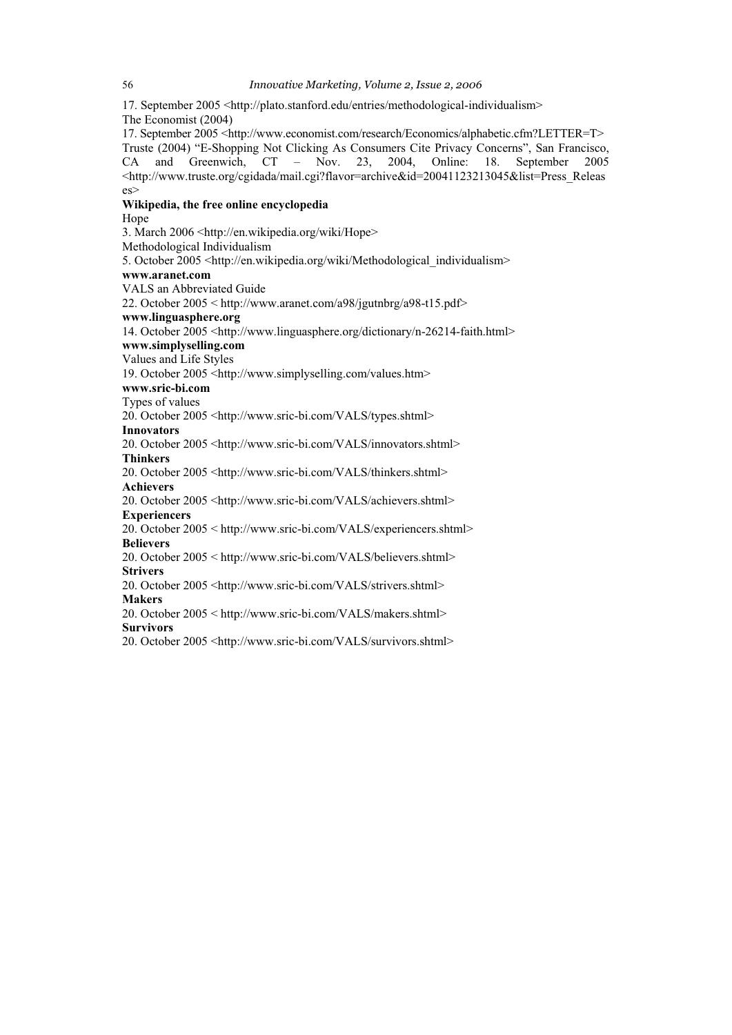17. September 2005 <http://plato.stanford.edu/entries/methodological-individualism>

The Economist (2004)

17. September 2005 <http://www.economist.com/research/Economics/alphabetic.cfm?LETTER=T>

Truste (2004) "E-Shopping Not Clicking As Consumers Cite Privacy Concerns", San Francisco, CA and Greenwich, CT – Nov. 23, 2004, Online: 18. September 2005 <http://www.truste.org/cgidada/mail.cgi?flavor=archive&id=20041123213045&list=Press_Releases>

**Wikipedia, the free online encyclopedia**

Hope

3. March 2006 <http://en.wikipedia.org/wiki/Hope>

Methodological Individualism

5. October 2005 <http://en.wikipedia.org/wiki/Methodological_individualism>

**www.aranet.com**

VALS an Abbreviated Guide

22. October 2005 < http://www.aranet.com/a98/jgutnbrg/a98-t15.pdf>

**www.linguasphere.org**

14. October 2005 <http://www.linguasphere.org/dictionary/n-26214-faith.html>

**www.simplyselling.com**

Values and Life Styles

19. October 2005 <http://www.simplyselling.com/values.htm>

**www.sric-bi.com**

Types of values

20. October 2005 <http://www.sric-bi.com/VALS/types.shtml>

**Innovators**

20. October 2005 <http://www.sric-bi.com/VALS/innovators.shtml>

**Thinkers**

20. October 2005 <http://www.sric-bi.com/VALS/thinkers.shtml>

**Achievers**

20. October 2005 <http://www.sric-bi.com/VALS/achievers.shtml>

**Experiencers**

20. October 2005 < http://www.sric-bi.com/VALS/experiencers.shtml>

**Believers**

20. October 2005 < http://www.sric-bi.com/VALS/believers.shtml>

**Strivers**

20. October 2005 <http://www.sric-bi.com/VALS/strivers.shtml>

**Makers**

20. October 2005 < http://www.sric-bi.com/VALS/makers.shtml>

**Survivors**

20. October 2005 <http://www.sric-bi.com/VALS/survivors.shtml>